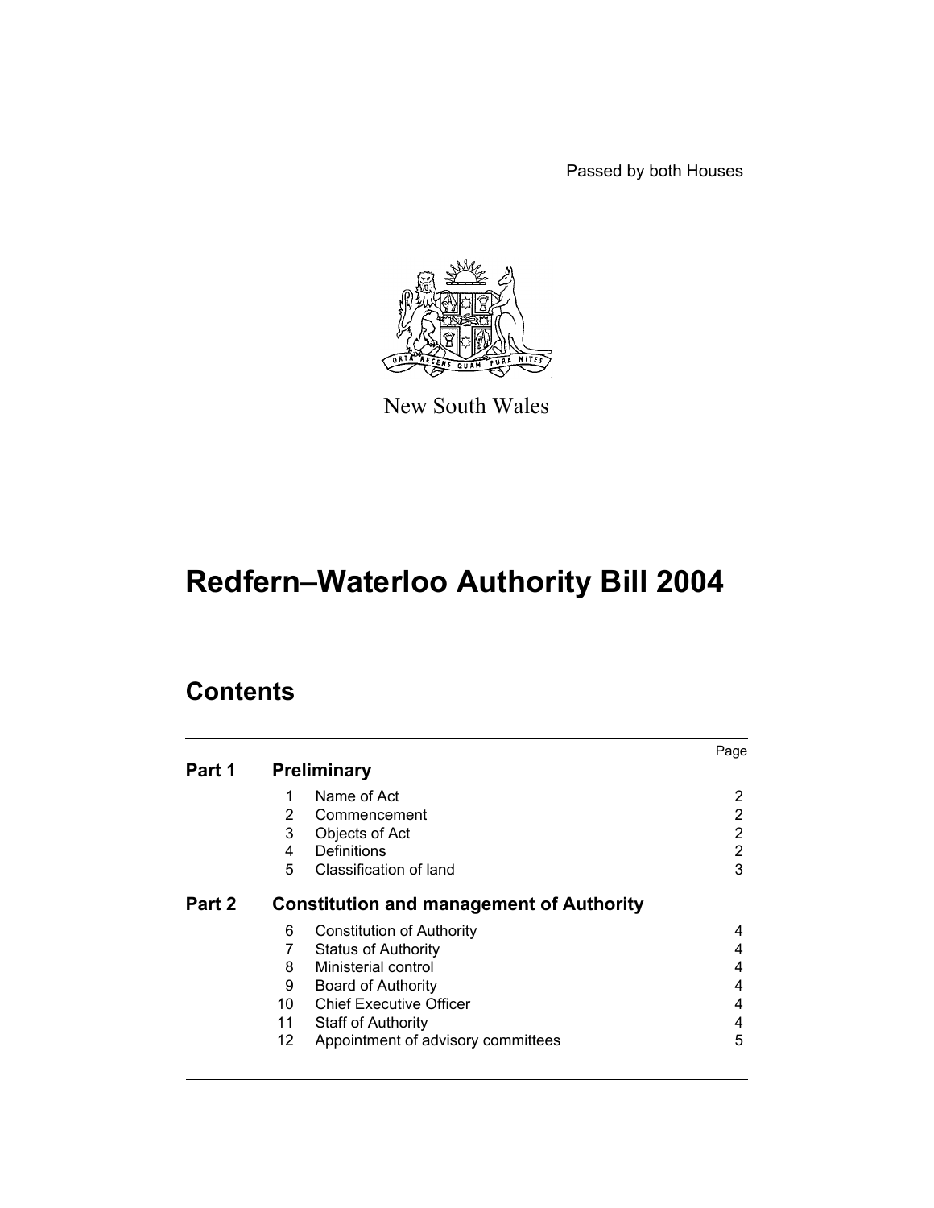Passed by both Houses

New South Wales

# Redfern–Waterloo Authority Bill 2004

## Contents

| | | | Page |
|---|---|---|---|
| **Part 1** | **Preliminary** | | |
| | 1 | Name of Act | 2 |
| | 2 | Commencement | 2 |
| | 3 | Objects of Act | 2 |
| | 4 | Definitions | 2 |
| | 5 | Classification of land | 3 |
| **Part 2** | **Constitution and management of Authority** | | |
| | 6 | Constitution of Authority | 4 |
| | 7 | Status of Authority | 4 |
| | 8 | Ministerial control | 4 |
| | 9 | Board of Authority | 4 |
| | 10 | Chief Executive Officer | 4 |
| | 11 | Staff of Authority | 4 |
| | 12 | Appointment of advisory committees | 5 |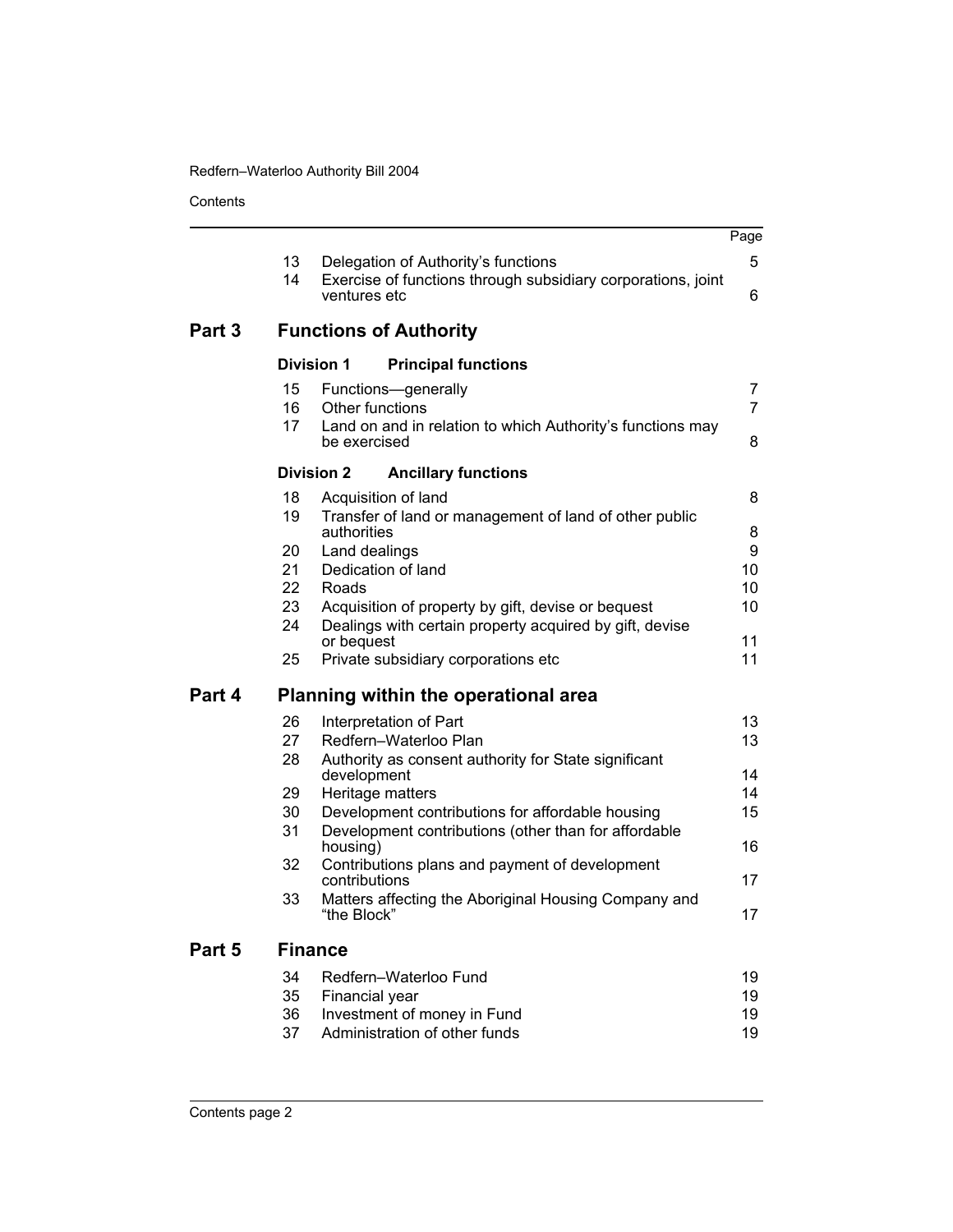| | | Page |
|---|---|---|
| 13 | Delegation of Authority's functions | 5 |
| 14 | Exercise of functions through subsidiary corporations, joint ventures etc | 6 |

## Part 3 Functions of Authority

### Division 1 Principal functions

| | | |
|---|---|---|
| 15 | Functions—generally | 7 |
| 16 | Other functions | 7 |
| 17 | Land on and in relation to which Authority's functions may be exercised | 8 |

### Division 2 Ancillary functions

| | | |
|---|---|---|
| 18 | Acquisition of land | 8 |
| 19 | Transfer of land or management of land of other public authorities | 8 |
| 20 | Land dealings | 9 |
| 21 | Dedication of land | 10 |
| 22 | Roads | 10 |
| 23 | Acquisition of property by gift, devise or bequest | 10 |
| 24 | Dealings with certain property acquired by gift, devise or bequest | 11 |
| 25 | Private subsidiary corporations etc | 11 |

## Part 4 Planning within the operational area

| | | |
|---|---|---|
| 26 | Interpretation of Part | 13 |
| 27 | Redfern–Waterloo Plan | 13 |
| 28 | Authority as consent authority for State significant development | 14 |
| 29 | Heritage matters | 14 |
| 30 | Development contributions for affordable housing | 15 |
| 31 | Development contributions (other than for affordable housing) | 16 |
| 32 | Contributions plans and payment of development contributions | 17 |
| 33 | Matters affecting the Aboriginal Housing Company and "the Block" | 17 |

## Part 5 Finance

| | | |
|---|---|---|
| 34 | Redfern–Waterloo Fund | 19 |
| 35 | Financial year | 19 |
| 36 | Investment of money in Fund | 19 |
| 37 | Administration of other funds | 19 |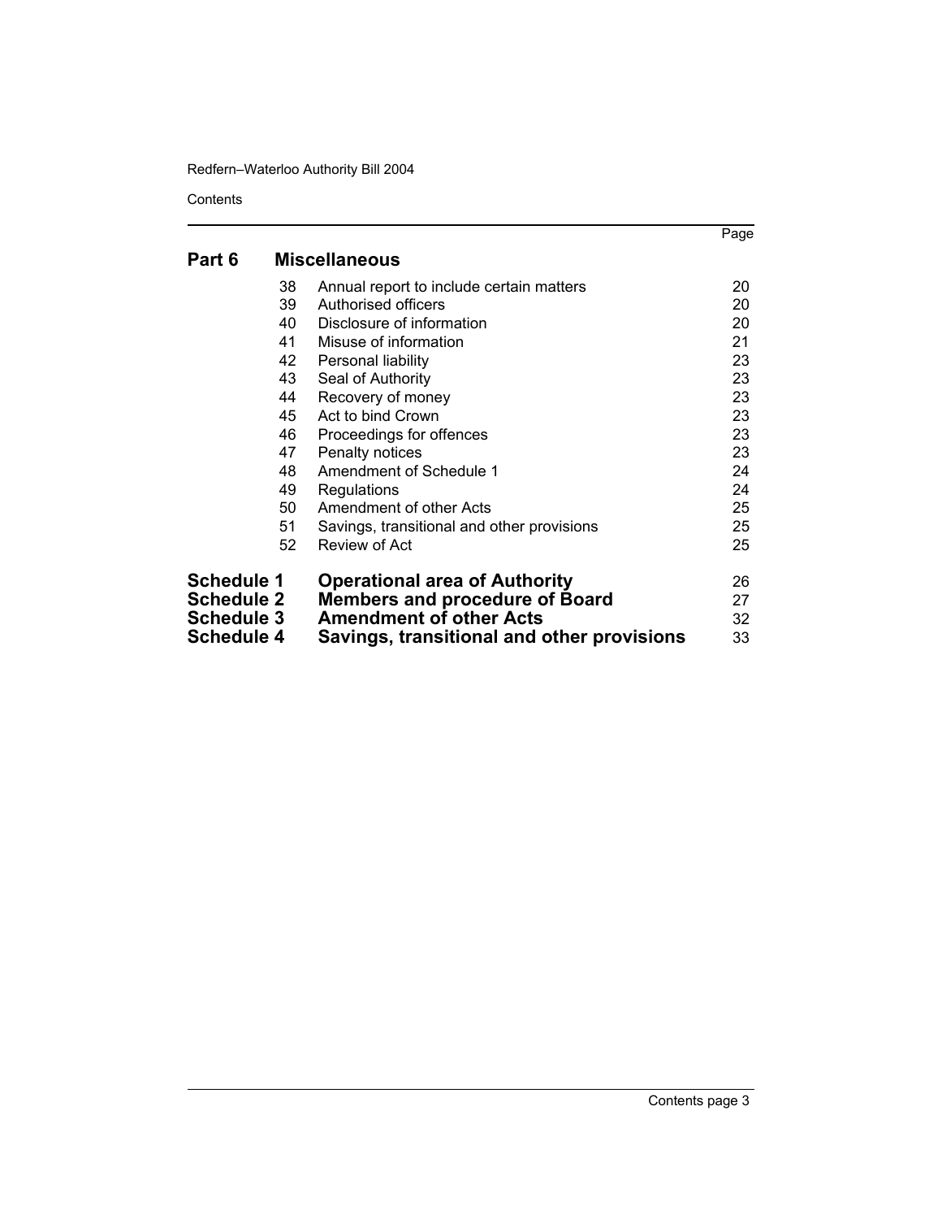## Part 6 Miscellaneous

| | | Page |
|---|---|---|
| 38 | Annual report to include certain matters | 20 |
| 39 | Authorised officers | 20 |
| 40 | Disclosure of information | 20 |
| 41 | Misuse of information | 21 |
| 42 | Personal liability | 23 |
| 43 | Seal of Authority | 23 |
| 44 | Recovery of money | 23 |
| 45 | Act to bind Crown | 23 |
| 46 | Proceedings for offences | 23 |
| 47 | Penalty notices | 23 |
| 48 | Amendment of Schedule 1 | 24 |
| 49 | Regulations | 24 |
| 50 | Amendment of other Acts | 25 |
| 51 | Savings, transitional and other provisions | 25 |
| 52 | Review of Act | 25 |

| | | |
|---|---|---|
| **Schedule 1** | **Operational area of Authority** | 26 |
| **Schedule 2** | **Members and procedure of Board** | 27 |
| **Schedule 3** | **Amendment of other Acts** | 32 |
| **Schedule 4** | **Savings, transitional and other provisions** | 33 |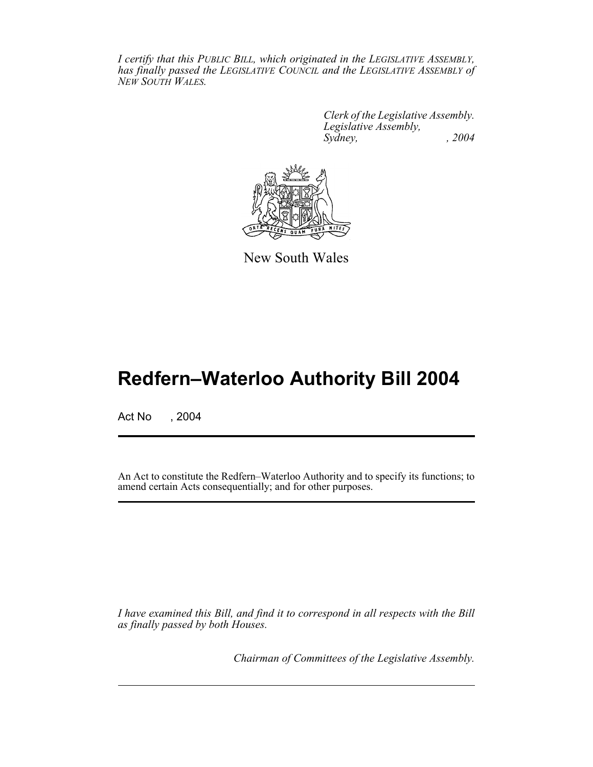*I certify that this PUBLIC BILL, which originated in the LEGISLATIVE ASSEMBLY, has finally passed the LEGISLATIVE COUNCIL and the LEGISLATIVE ASSEMBLY of NEW SOUTH WALES.*

*Clerk of the Legislative Assembly.*
*Legislative Assembly,*
*Sydney, , 2004*

New South Wales

# Redfern–Waterloo Authority Bill 2004

Act No , 2004

An Act to constitute the Redfern–Waterloo Authority and to specify its functions; to amend certain Acts consequentially; and for other purposes.

*I have examined this Bill, and find it to correspond in all respects with the Bill as finally passed by both Houses.*

*Chairman of Committees of the Legislative Assembly.*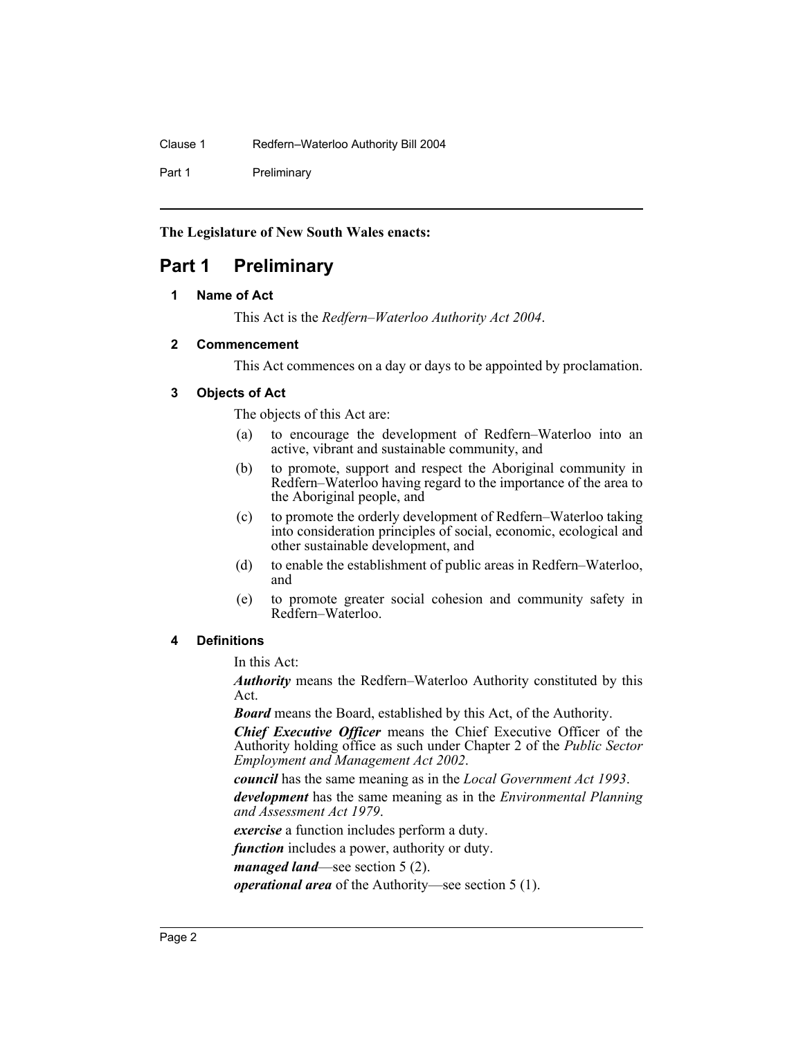**The Legislature of New South Wales enacts:**

# Part 1 Preliminary

## 1 Name of Act

This Act is the *Redfern–Waterloo Authority Act 2004*.

## 2 Commencement

This Act commences on a day or days to be appointed by proclamation.

## 3 Objects of Act

The objects of this Act are:

(a) to encourage the development of Redfern–Waterloo into an active, vibrant and sustainable community, and

(b) to promote, support and respect the Aboriginal community in Redfern–Waterloo having regard to the importance of the area to the Aboriginal people, and

(c) to promote the orderly development of Redfern–Waterloo taking into consideration principles of social, economic, ecological and other sustainable development, and

(d) to enable the establishment of public areas in Redfern–Waterloo, and

(e) to promote greater social cohesion and community safety in Redfern–Waterloo.

## 4 Definitions

In this Act:

***Authority*** means the Redfern–Waterloo Authority constituted by this Act.

***Board*** means the Board, established by this Act, of the Authority.

***Chief Executive Officer*** means the Chief Executive Officer of the Authority holding office as such under Chapter 2 of the *Public Sector Employment and Management Act 2002*.

***council*** has the same meaning as in the *Local Government Act 1993*.

***development*** has the same meaning as in the *Environmental Planning and Assessment Act 1979*.

***exercise*** a function includes perform a duty.

***function*** includes a power, authority or duty.

***managed land***—see section 5 (2).

***operational area*** of the Authority—see section 5 (1).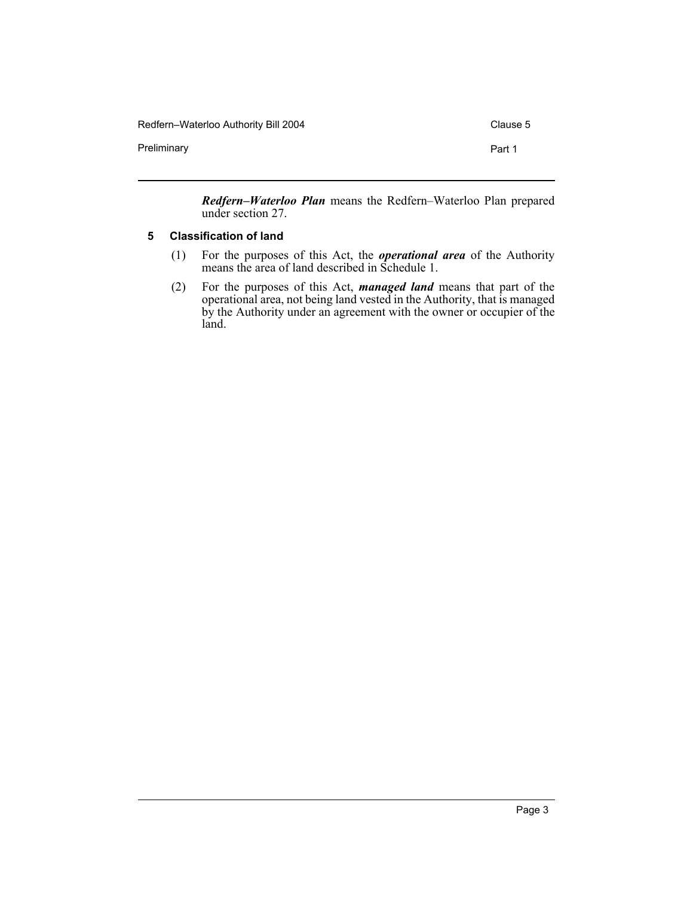***Redfern–Waterloo Plan*** means the Redfern–Waterloo Plan prepared under section 27.

### 5 Classification of land

(1) For the purposes of this Act, the ***operational area*** of the Authority means the area of land described in Schedule 1.

(2) For the purposes of this Act, ***managed land*** means that part of the operational area, not being land vested in the Authority, that is managed by the Authority under an agreement with the owner or occupier of the land.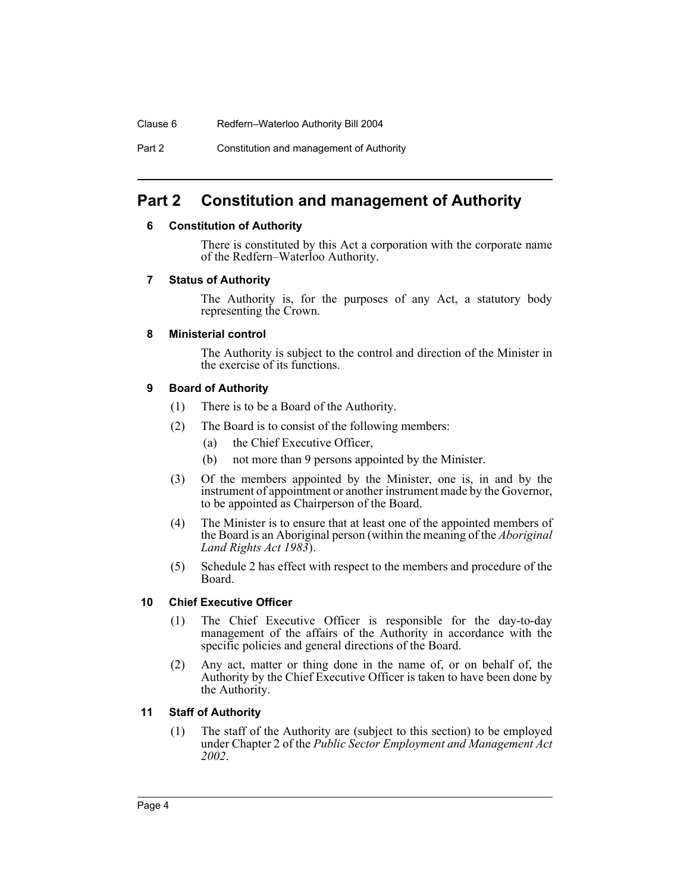## Part 2 Constitution and management of Authority

### 6 Constitution of Authority

There is constituted by this Act a corporation with the corporate name of the Redfern–Waterloo Authority.

### 7 Status of Authority

The Authority is, for the purposes of any Act, a statutory body representing the Crown.

### 8 Ministerial control

The Authority is subject to the control and direction of the Minister in the exercise of its functions.

### 9 Board of Authority

(1) There is to be a Board of the Authority.

(2) The Board is to consist of the following members:

(a) the Chief Executive Officer,

(b) not more than 9 persons appointed by the Minister.

(3) Of the members appointed by the Minister, one is, in and by the instrument of appointment or another instrument made by the Governor, to be appointed as Chairperson of the Board.

(4) The Minister is to ensure that at least one of the appointed members of the Board is an Aboriginal person (within the meaning of the *Aboriginal Land Rights Act 1983*).

(5) Schedule 2 has effect with respect to the members and procedure of the Board.

### 10 Chief Executive Officer

(1) The Chief Executive Officer is responsible for the day-to-day management of the affairs of the Authority in accordance with the specific policies and general directions of the Board.

(2) Any act, matter or thing done in the name of, or on behalf of, the Authority by the Chief Executive Officer is taken to have been done by the Authority.

### 11 Staff of Authority

(1) The staff of the Authority are (subject to this section) to be employed under Chapter 2 of the *Public Sector Employment and Management Act 2002*.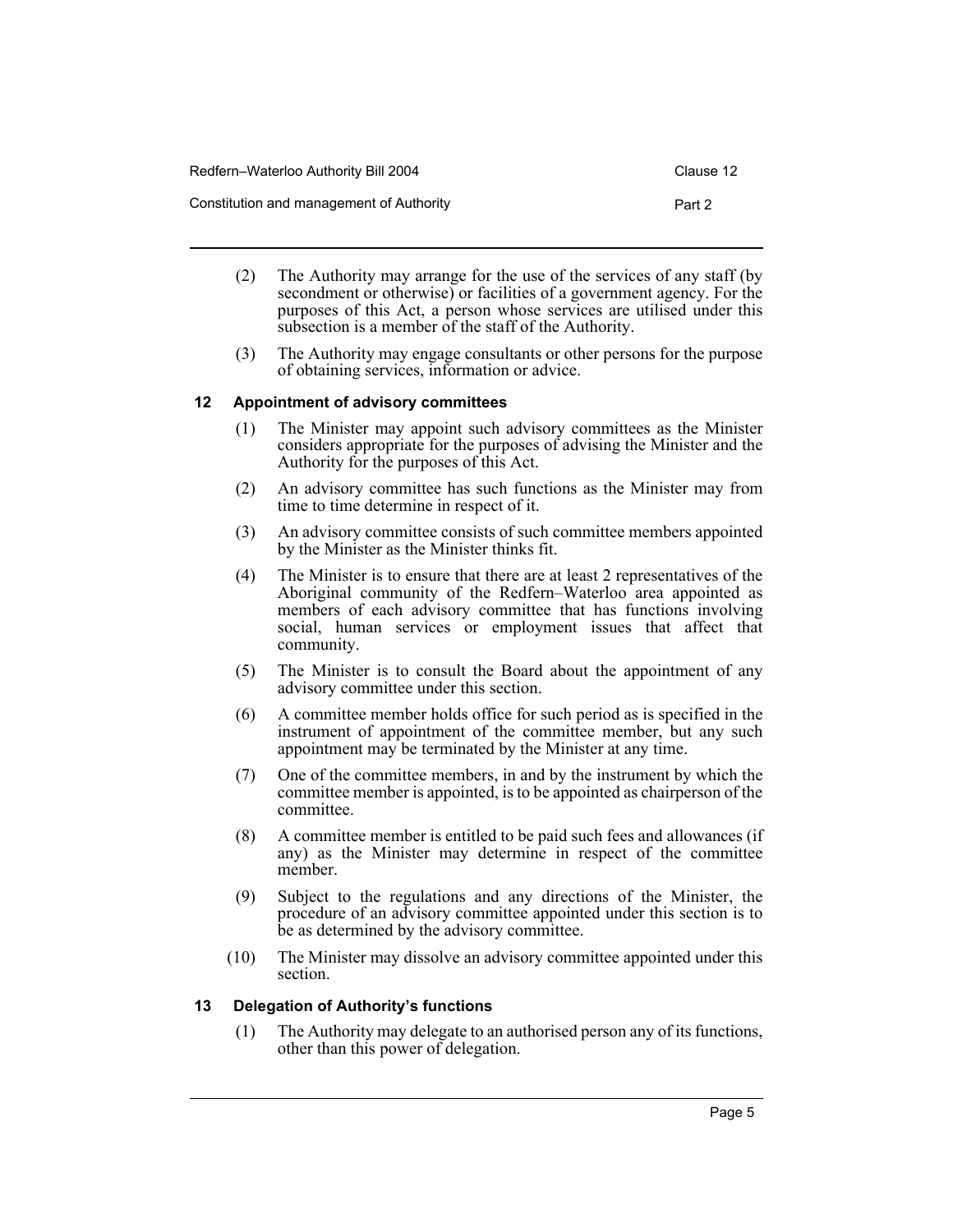(2) The Authority may arrange for the use of the services of any staff (by secondment or otherwise) or facilities of a government agency. For the purposes of this Act, a person whose services are utilised under this subsection is a member of the staff of the Authority.

(3) The Authority may engage consultants or other persons for the purpose of obtaining services, information or advice.

### 12 Appointment of advisory committees

(1) The Minister may appoint such advisory committees as the Minister considers appropriate for the purposes of advising the Minister and the Authority for the purposes of this Act.

(2) An advisory committee has such functions as the Minister may from time to time determine in respect of it.

(3) An advisory committee consists of such committee members appointed by the Minister as the Minister thinks fit.

(4) The Minister is to ensure that there are at least 2 representatives of the Aboriginal community of the Redfern–Waterloo area appointed as members of each advisory committee that has functions involving social, human services or employment issues that affect that community.

(5) The Minister is to consult the Board about the appointment of any advisory committee under this section.

(6) A committee member holds office for such period as is specified in the instrument of appointment of the committee member, but any such appointment may be terminated by the Minister at any time.

(7) One of the committee members, in and by the instrument by which the committee member is appointed, is to be appointed as chairperson of the committee.

(8) A committee member is entitled to be paid such fees and allowances (if any) as the Minister may determine in respect of the committee member.

(9) Subject to the regulations and any directions of the Minister, the procedure of an advisory committee appointed under this section is to be as determined by the advisory committee.

(10) The Minister may dissolve an advisory committee appointed under this section.

### 13 Delegation of Authority's functions

(1) The Authority may delegate to an authorised person any of its functions, other than this power of delegation.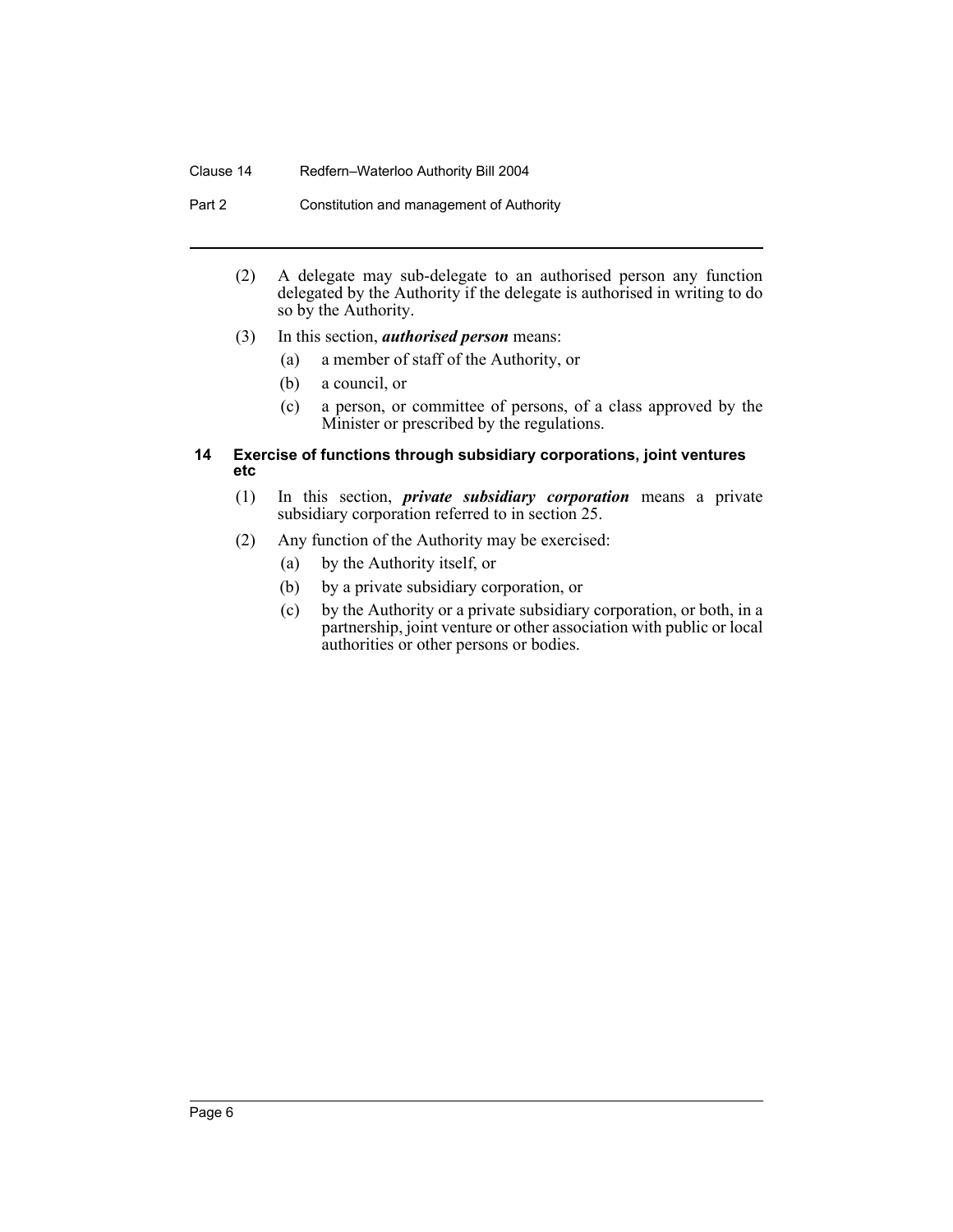(2) A delegate may sub-delegate to an authorised person any function delegated by the Authority if the delegate is authorised in writing to do so by the Authority.

(3) In this section, ***authorised person*** means:

- (a) a member of staff of the Authority, or
- (b) a council, or
- (c) a person, or committee of persons, of a class approved by the Minister or prescribed by the regulations.

### 14 Exercise of functions through subsidiary corporations, joint ventures etc

(1) In this section, ***private subsidiary corporation*** means a private subsidiary corporation referred to in section 25.

(2) Any function of the Authority may be exercised:

- (a) by the Authority itself, or
- (b) by a private subsidiary corporation, or
- (c) by the Authority or a private subsidiary corporation, or both, in a partnership, joint venture or other association with public or local authorities or other persons or bodies.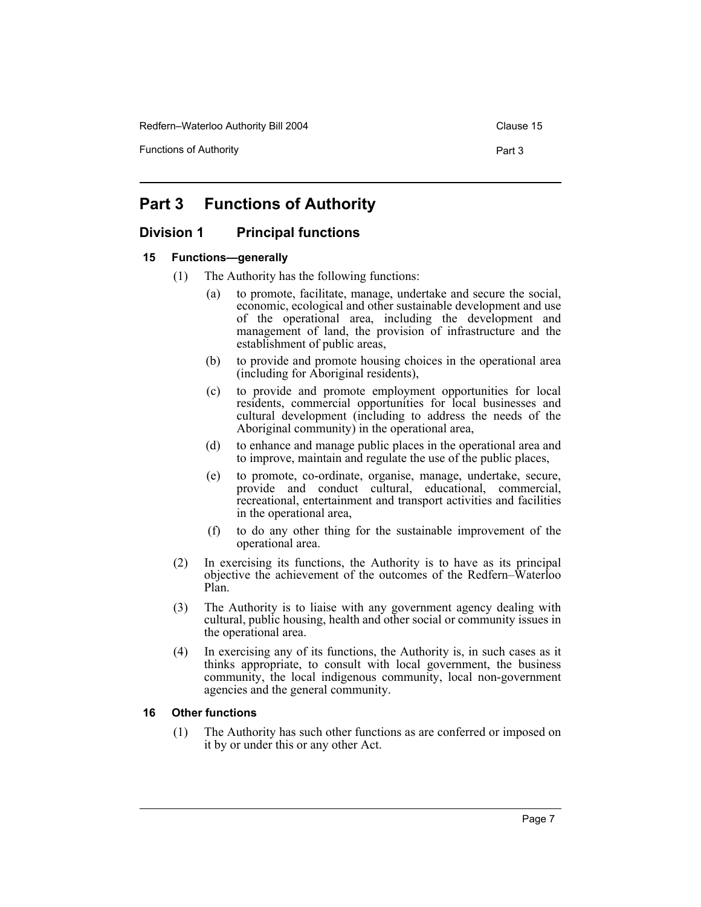# Part 3 Functions of Authority

## Division 1 Principal functions

### 15 Functions—generally

(1) The Authority has the following functions:

(a) to promote, facilitate, manage, undertake and secure the social, economic, ecological and other sustainable development and use of the operational area, including the development and management of land, the provision of infrastructure and the establishment of public areas,

(b) to provide and promote housing choices in the operational area (including for Aboriginal residents),

(c) to provide and promote employment opportunities for local residents, commercial opportunities for local businesses and cultural development (including to address the needs of the Aboriginal community) in the operational area,

(d) to enhance and manage public places in the operational area and to improve, maintain and regulate the use of the public places,

(e) to promote, co-ordinate, organise, manage, undertake, secure, provide and conduct cultural, educational, commercial, recreational, entertainment and transport activities and facilities in the operational area,

(f) to do any other thing for the sustainable improvement of the operational area.

(2) In exercising its functions, the Authority is to have as its principal objective the achievement of the outcomes of the Redfern–Waterloo Plan.

(3) The Authority is to liaise with any government agency dealing with cultural, public housing, health and other social or community issues in the operational area.

(4) In exercising any of its functions, the Authority is, in such cases as it thinks appropriate, to consult with local government, the business community, the local indigenous community, local non-government agencies and the general community.

### 16 Other functions

(1) The Authority has such other functions as are conferred or imposed on it by or under this or any other Act.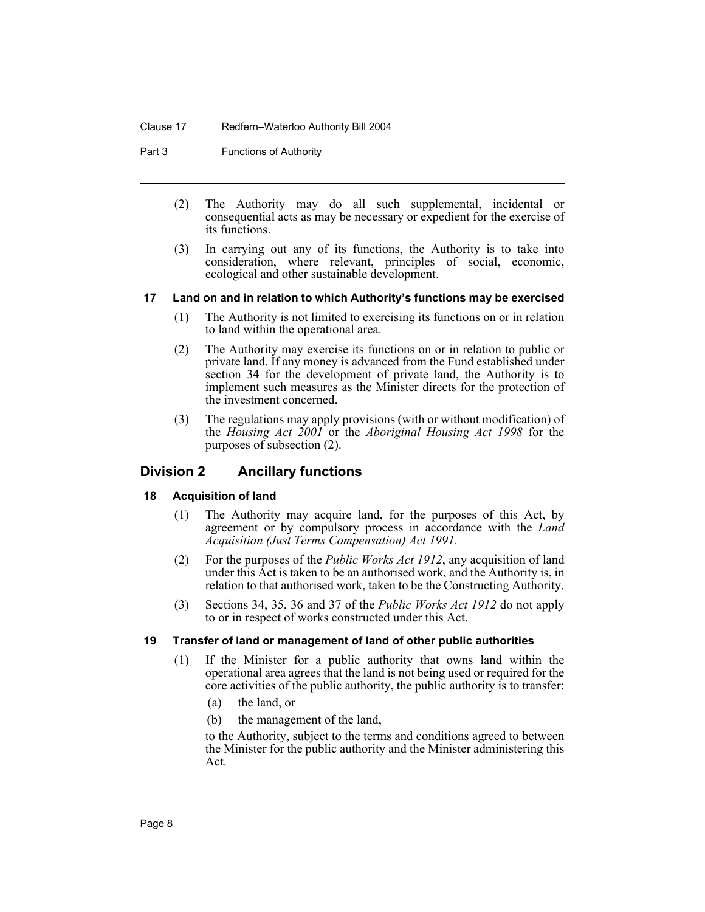(2) The Authority may do all such supplemental, incidental or consequential acts as may be necessary or expedient for the exercise of its functions.

(3) In carrying out any of its functions, the Authority is to take into consideration, where relevant, principles of social, economic, ecological and other sustainable development.

#### 17 Land on and in relation to which Authority's functions may be exercised

(1) The Authority is not limited to exercising its functions on or in relation to land within the operational area.

(2) The Authority may exercise its functions on or in relation to public or private land. If any money is advanced from the Fund established under section 34 for the development of private land, the Authority is to implement such measures as the Minister directs for the protection of the investment concerned.

(3) The regulations may apply provisions (with or without modification) of the *Housing Act 2001* or the *Aboriginal Housing Act 1998* for the purposes of subsection (2).

## Division 2 Ancillary functions

#### 18 Acquisition of land

(1) The Authority may acquire land, for the purposes of this Act, by agreement or by compulsory process in accordance with the *Land Acquisition (Just Terms Compensation) Act 1991*.

(2) For the purposes of the *Public Works Act 1912*, any acquisition of land under this Act is taken to be an authorised work, and the Authority is, in relation to that authorised work, taken to be the Constructing Authority.

(3) Sections 34, 35, 36 and 37 of the *Public Works Act 1912* do not apply to or in respect of works constructed under this Act.

#### 19 Transfer of land or management of land of other public authorities

(1) If the Minister for a public authority that owns land within the operational area agrees that the land is not being used or required for the core activities of the public authority, the public authority is to transfer:

(a) the land, or

(b) the management of the land,

to the Authority, subject to the terms and conditions agreed to between the Minister for the public authority and the Minister administering this Act.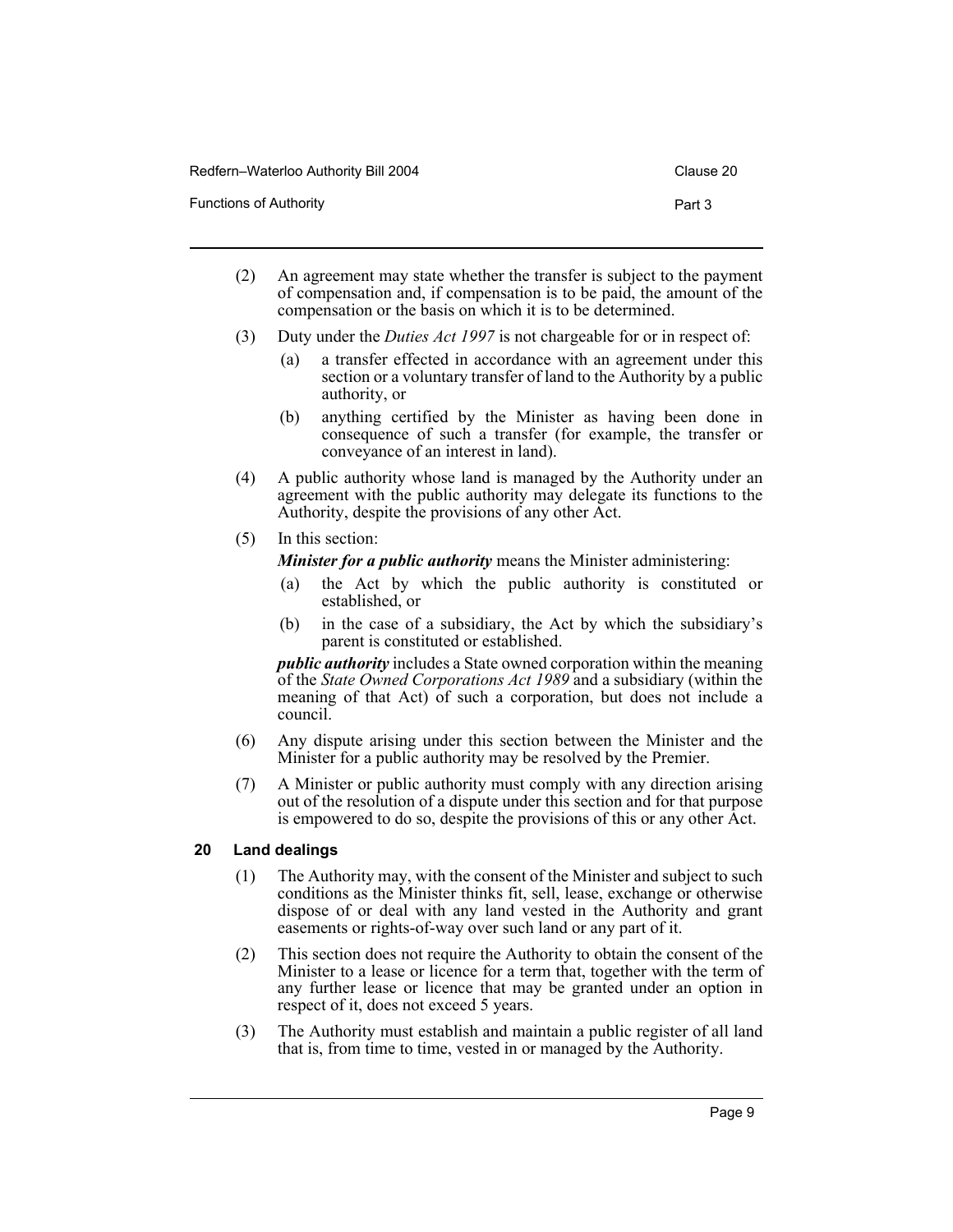(2) An agreement may state whether the transfer is subject to the payment of compensation and, if compensation is to be paid, the amount of the compensation or the basis on which it is to be determined.

(3) Duty under the *Duties Act 1997* is not chargeable for or in respect of:

  (a) a transfer effected in accordance with an agreement under this section or a voluntary transfer of land to the Authority by a public authority, or

  (b) anything certified by the Minister as having been done in consequence of such a transfer (for example, the transfer or conveyance of an interest in land).

(4) A public authority whose land is managed by the Authority under an agreement with the public authority may delegate its functions to the Authority, despite the provisions of any other Act.

(5) In this section:

***Minister for a public authority*** means the Minister administering:

  (a) the Act by which the public authority is constituted or established, or

  (b) in the case of a subsidiary, the Act by which the subsidiary's parent is constituted or established.

***public authority*** includes a State owned corporation within the meaning of the *State Owned Corporations Act 1989* and a subsidiary (within the meaning of that Act) of such a corporation, but does not include a council.

(6) Any dispute arising under this section between the Minister and the Minister for a public authority may be resolved by the Premier.

(7) A Minister or public authority must comply with any direction arising out of the resolution of a dispute under this section and for that purpose is empowered to do so, despite the provisions of this or any other Act.

### 20 Land dealings

(1) The Authority may, with the consent of the Minister and subject to such conditions as the Minister thinks fit, sell, lease, exchange or otherwise dispose of or deal with any land vested in the Authority and grant easements or rights-of-way over such land or any part of it.

(2) This section does not require the Authority to obtain the consent of the Minister to a lease or licence for a term that, together with the term of any further lease or licence that may be granted under an option in respect of it, does not exceed 5 years.

(3) The Authority must establish and maintain a public register of all land that is, from time to time, vested in or managed by the Authority.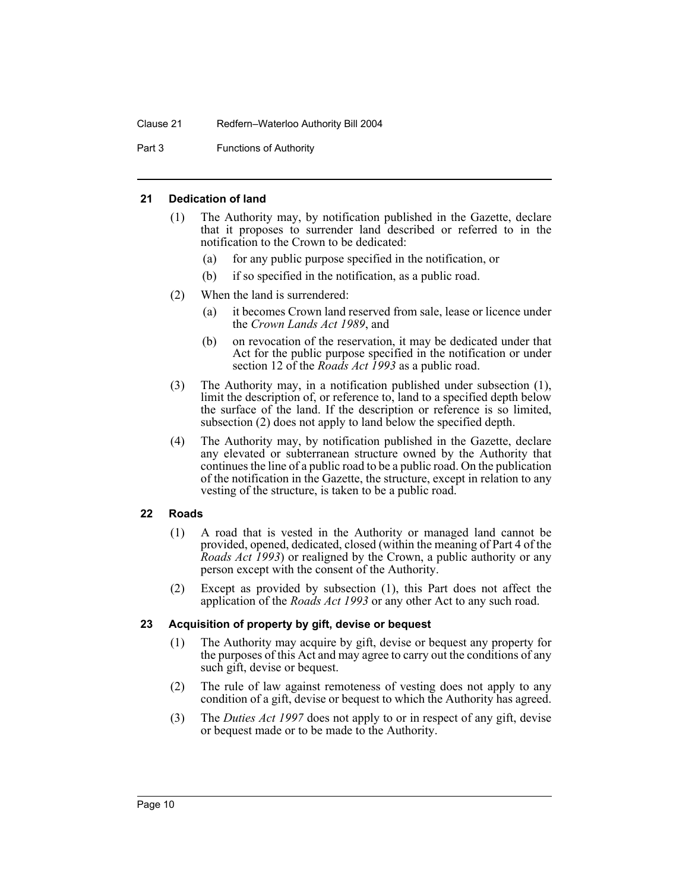## 21 Dedication of land

(1) The Authority may, by notification published in the Gazette, declare that it proposes to surrender land described or referred to in the notification to the Crown to be dedicated:

(a) for any public purpose specified in the notification, or

(b) if so specified in the notification, as a public road.

(2) When the land is surrendered:

(a) it becomes Crown land reserved from sale, lease or licence under the *Crown Lands Act 1989*, and

(b) on revocation of the reservation, it may be dedicated under that Act for the public purpose specified in the notification or under section 12 of the *Roads Act 1993* as a public road.

(3) The Authority may, in a notification published under subsection (1), limit the description of, or reference to, land to a specified depth below the surface of the land. If the description or reference is so limited, subsection (2) does not apply to land below the specified depth.

(4) The Authority may, by notification published in the Gazette, declare any elevated or subterranean structure owned by the Authority that continues the line of a public road to be a public road. On the publication of the notification in the Gazette, the structure, except in relation to any vesting of the structure, is taken to be a public road.

## 22 Roads

(1) A road that is vested in the Authority or managed land cannot be provided, opened, dedicated, closed (within the meaning of Part 4 of the *Roads Act 1993*) or realigned by the Crown, a public authority or any person except with the consent of the Authority.

(2) Except as provided by subsection (1), this Part does not affect the application of the *Roads Act 1993* or any other Act to any such road.

## 23 Acquisition of property by gift, devise or bequest

(1) The Authority may acquire by gift, devise or bequest any property for the purposes of this Act and may agree to carry out the conditions of any such gift, devise or bequest.

(2) The rule of law against remoteness of vesting does not apply to any condition of a gift, devise or bequest to which the Authority has agreed.

(3) The *Duties Act 1997* does not apply to or in respect of any gift, devise or bequest made or to be made to the Authority.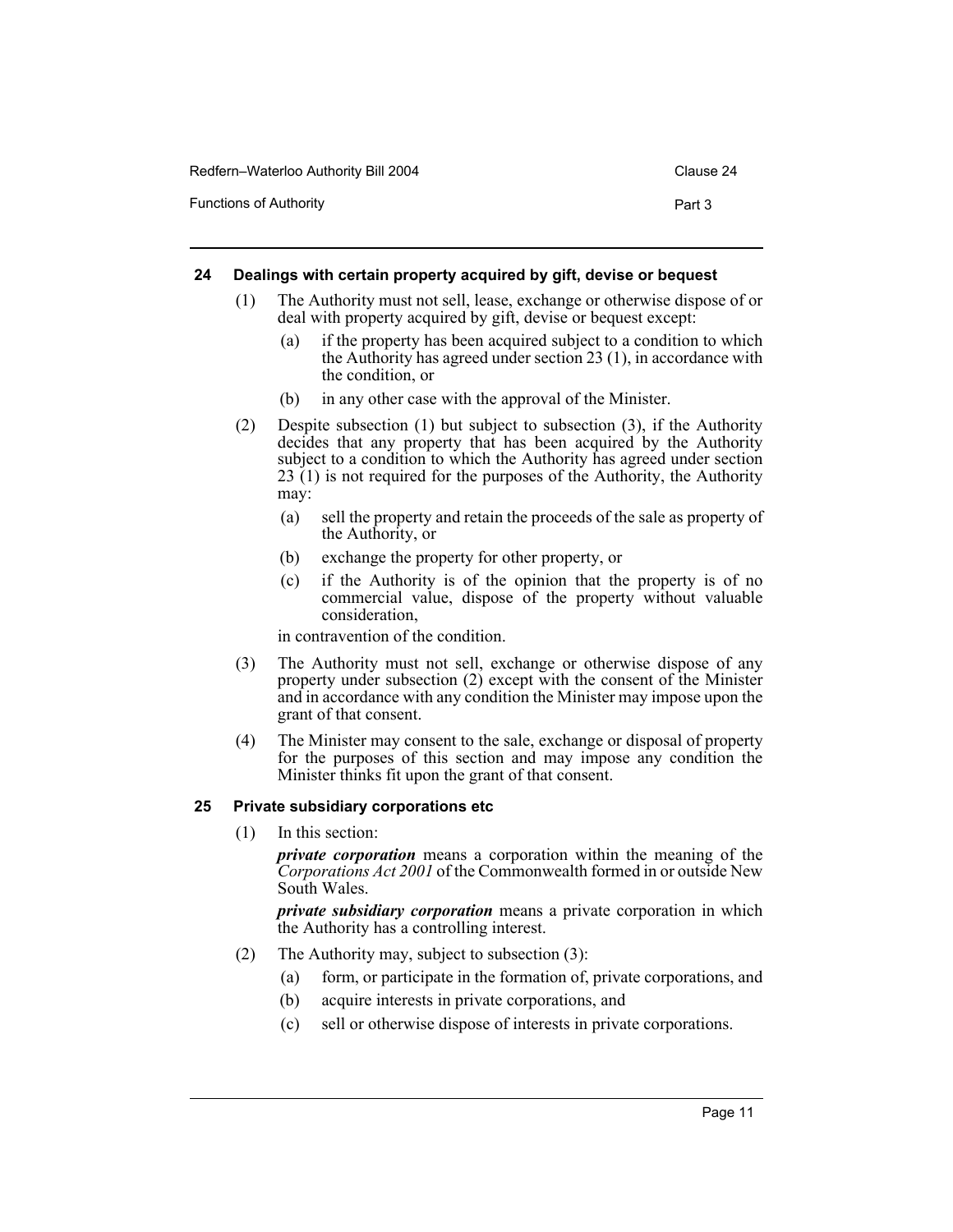### 24 Dealings with certain property acquired by gift, devise or bequest

(1) The Authority must not sell, lease, exchange or otherwise dispose of or deal with property acquired by gift, devise or bequest except:

- (a) if the property has been acquired subject to a condition to which the Authority has agreed under section 23 (1), in accordance with the condition, or
- (b) in any other case with the approval of the Minister.

(2) Despite subsection (1) but subject to subsection (3), if the Authority decides that any property that has been acquired by the Authority subject to a condition to which the Authority has agreed under section 23 (1) is not required for the purposes of the Authority, the Authority may:

- (a) sell the property and retain the proceeds of the sale as property of the Authority, or
- (b) exchange the property for other property, or
- (c) if the Authority is of the opinion that the property is of no commercial value, dispose of the property without valuable consideration,

in contravention of the condition.

(3) The Authority must not sell, exchange or otherwise dispose of any property under subsection (2) except with the consent of the Minister and in accordance with any condition the Minister may impose upon the grant of that consent.

(4) The Minister may consent to the sale, exchange or disposal of property for the purposes of this section and may impose any condition the Minister thinks fit upon the grant of that consent.

### 25 Private subsidiary corporations etc

(1) In this section:

***private corporation*** means a corporation within the meaning of the *Corporations Act 2001* of the Commonwealth formed in or outside New South Wales.

***private subsidiary corporation*** means a private corporation in which the Authority has a controlling interest.

(2) The Authority may, subject to subsection (3):

- (a) form, or participate in the formation of, private corporations, and
- (b) acquire interests in private corporations, and
- (c) sell or otherwise dispose of interests in private corporations.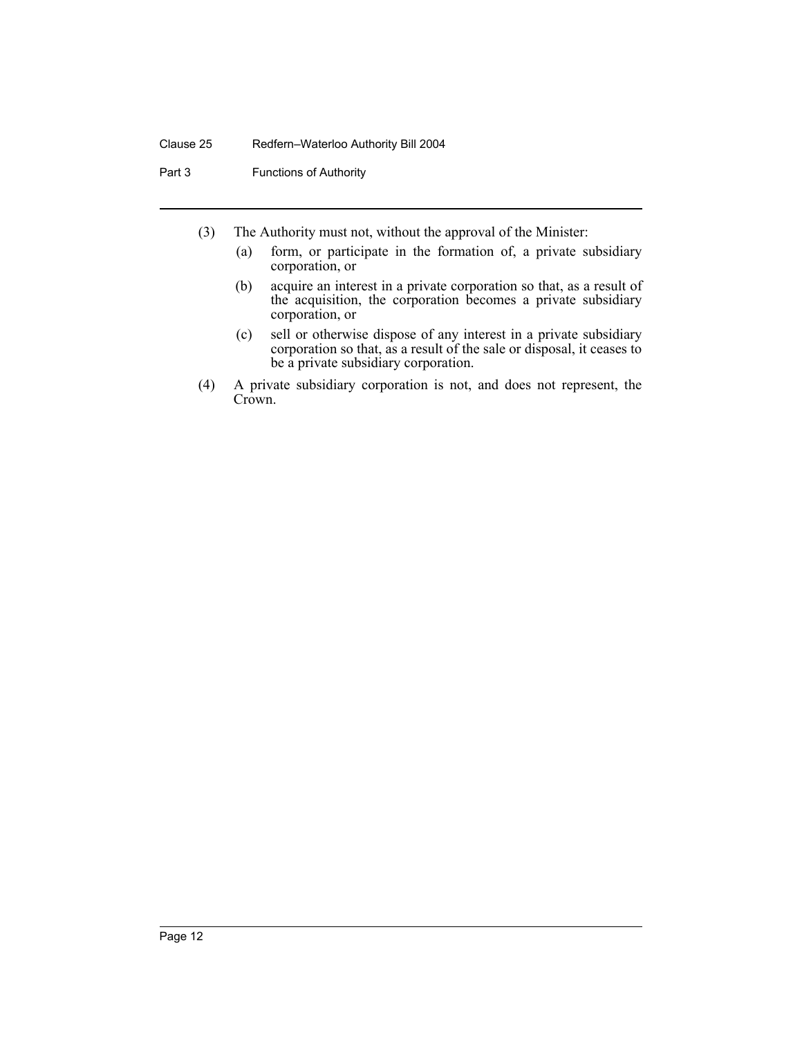(3) The Authority must not, without the approval of the Minister:

   (a) form, or participate in the formation of, a private subsidiary corporation, or

   (b) acquire an interest in a private corporation so that, as a result of the acquisition, the corporation becomes a private subsidiary corporation, or

   (c) sell or otherwise dispose of any interest in a private subsidiary corporation so that, as a result of the sale or disposal, it ceases to be a private subsidiary corporation.

(4) A private subsidiary corporation is not, and does not represent, the Crown.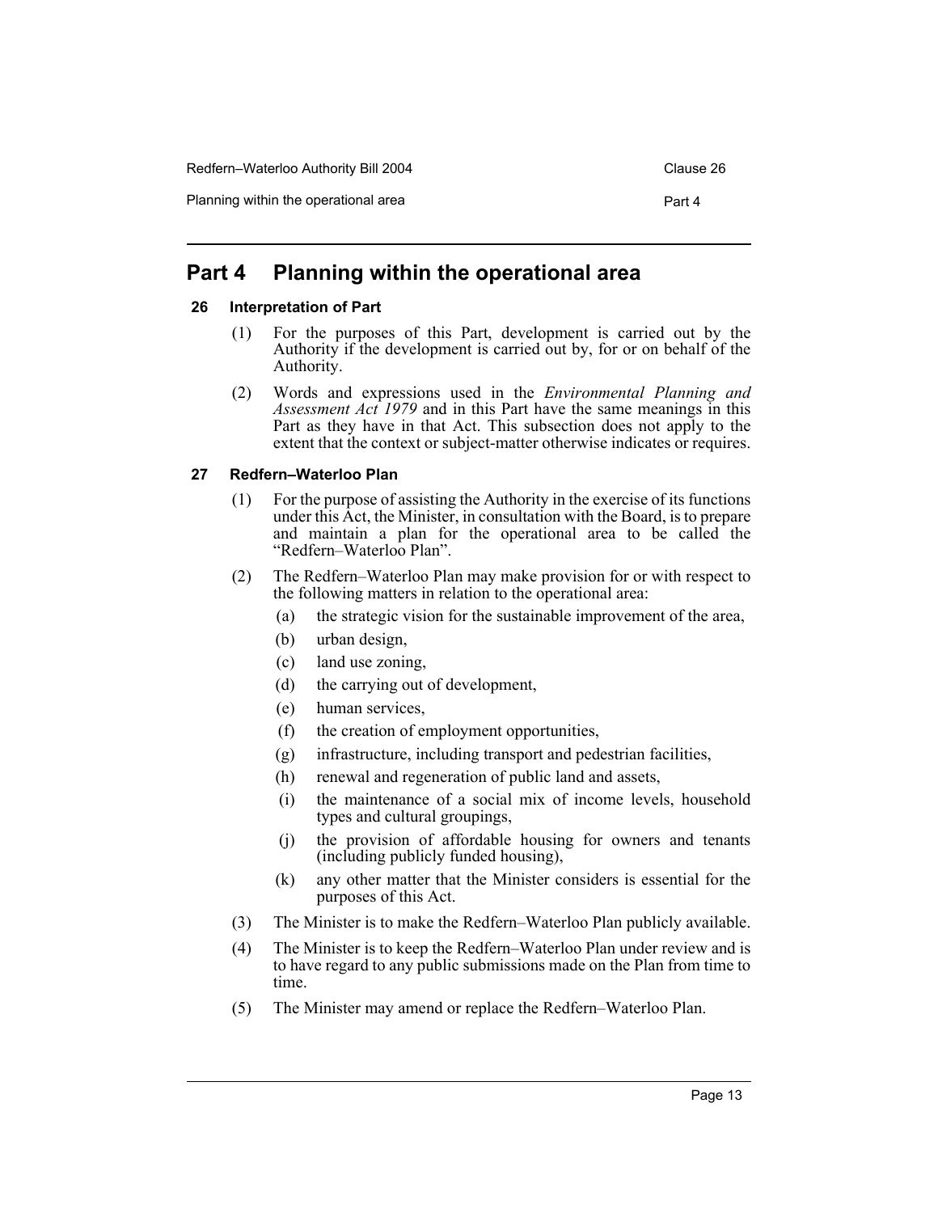# Part 4 Planning within the operational area

## 26 Interpretation of Part

(1) For the purposes of this Part, development is carried out by the Authority if the development is carried out by, for or on behalf of the Authority.

(2) Words and expressions used in the *Environmental Planning and Assessment Act 1979* and in this Part have the same meanings in this Part as they have in that Act. This subsection does not apply to the extent that the context or subject-matter otherwise indicates or requires.

## 27 Redfern–Waterloo Plan

(1) For the purpose of assisting the Authority in the exercise of its functions under this Act, the Minister, in consultation with the Board, is to prepare and maintain a plan for the operational area to be called the "Redfern–Waterloo Plan".

(2) The Redfern–Waterloo Plan may make provision for or with respect to the following matters in relation to the operational area:

- (a) the strategic vision for the sustainable improvement of the area,
- (b) urban design,
- (c) land use zoning,
- (d) the carrying out of development,
- (e) human services,
- (f) the creation of employment opportunities,
- (g) infrastructure, including transport and pedestrian facilities,
- (h) renewal and regeneration of public land and assets,
- (i) the maintenance of a social mix of income levels, household types and cultural groupings,
- (j) the provision of affordable housing for owners and tenants (including publicly funded housing),
- (k) any other matter that the Minister considers is essential for the purposes of this Act.

(3) The Minister is to make the Redfern–Waterloo Plan publicly available.

(4) The Minister is to keep the Redfern–Waterloo Plan under review and is to have regard to any public submissions made on the Plan from time to time.

(5) The Minister may amend or replace the Redfern–Waterloo Plan.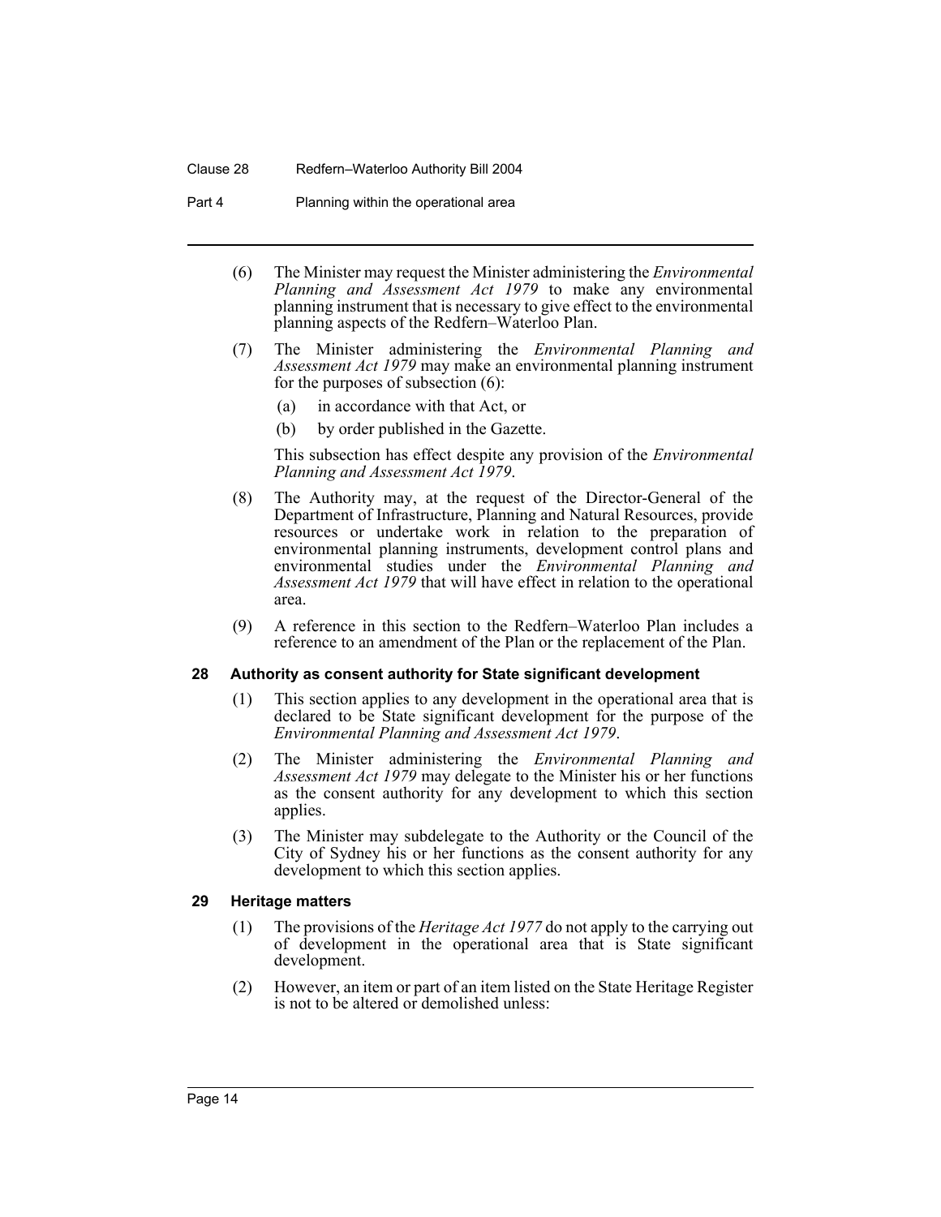(6) The Minister may request the Minister administering the *Environmental Planning and Assessment Act 1979* to make any environmental planning instrument that is necessary to give effect to the environmental planning aspects of the Redfern–Waterloo Plan.

(7) The Minister administering the *Environmental Planning and Assessment Act 1979* may make an environmental planning instrument for the purposes of subsection (6):

(a) in accordance with that Act, or

(b) by order published in the Gazette.

This subsection has effect despite any provision of the *Environmental Planning and Assessment Act 1979*.

(8) The Authority may, at the request of the Director-General of the Department of Infrastructure, Planning and Natural Resources, provide resources or undertake work in relation to the preparation of environmental planning instruments, development control plans and environmental studies under the *Environmental Planning and Assessment Act 1979* that will have effect in relation to the operational area.

(9) A reference in this section to the Redfern–Waterloo Plan includes a reference to an amendment of the Plan or the replacement of the Plan.

### 28 Authority as consent authority for State significant development

(1) This section applies to any development in the operational area that is declared to be State significant development for the purpose of the *Environmental Planning and Assessment Act 1979*.

(2) The Minister administering the *Environmental Planning and Assessment Act 1979* may delegate to the Minister his or her functions as the consent authority for any development to which this section applies.

(3) The Minister may subdelegate to the Authority or the Council of the City of Sydney his or her functions as the consent authority for any development to which this section applies.

### 29 Heritage matters

(1) The provisions of the *Heritage Act 1977* do not apply to the carrying out of development in the operational area that is State significant development.

(2) However, an item or part of an item listed on the State Heritage Register is not to be altered or demolished unless: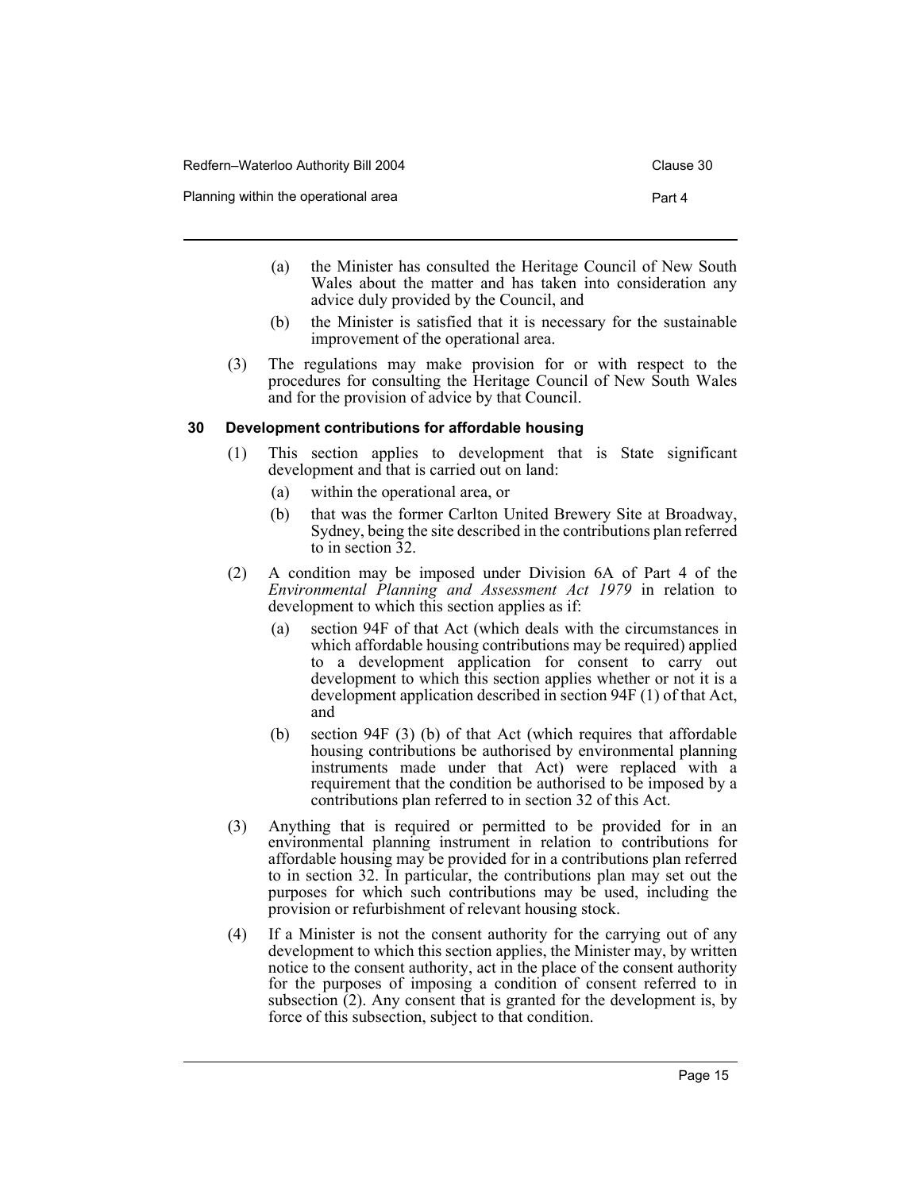(a) the Minister has consulted the Heritage Council of New South Wales about the matter and has taken into consideration any advice duly provided by the Council, and

(b) the Minister is satisfied that it is necessary for the sustainable improvement of the operational area.

(3) The regulations may make provision for or with respect to the procedures for consulting the Heritage Council of New South Wales and for the provision of advice by that Council.

### 30 Development contributions for affordable housing

(1) This section applies to development that is State significant development and that is carried out on land:

(a) within the operational area, or

(b) that was the former Carlton United Brewery Site at Broadway, Sydney, being the site described in the contributions plan referred to in section 32.

(2) A condition may be imposed under Division 6A of Part 4 of the *Environmental Planning and Assessment Act 1979* in relation to development to which this section applies as if:

(a) section 94F of that Act (which deals with the circumstances in which affordable housing contributions may be required) applied to a development application for consent to carry out development to which this section applies whether or not it is a development application described in section 94F (1) of that Act, and

(b) section 94F (3) (b) of that Act (which requires that affordable housing contributions be authorised by environmental planning instruments made under that Act) were replaced with a requirement that the condition be authorised to be imposed by a contributions plan referred to in section 32 of this Act.

(3) Anything that is required or permitted to be provided for in an environmental planning instrument in relation to contributions for affordable housing may be provided for in a contributions plan referred to in section 32. In particular, the contributions plan may set out the purposes for which such contributions may be used, including the provision or refurbishment of relevant housing stock.

(4) If a Minister is not the consent authority for the carrying out of any development to which this section applies, the Minister may, by written notice to the consent authority, act in the place of the consent authority for the purposes of imposing a condition of consent referred to in subsection (2). Any consent that is granted for the development is, by force of this subsection, subject to that condition.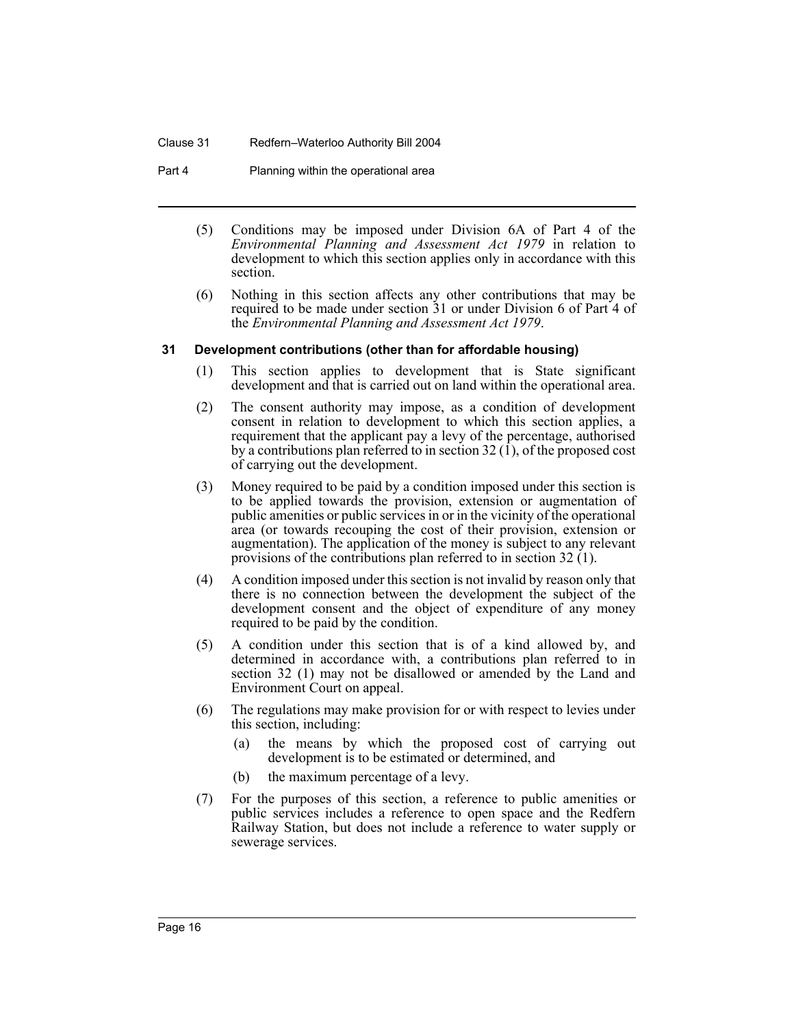(5) Conditions may be imposed under Division 6A of Part 4 of the *Environmental Planning and Assessment Act 1979* in relation to development to which this section applies only in accordance with this section.

(6) Nothing in this section affects any other contributions that may be required to be made under section 31 or under Division 6 of Part 4 of the *Environmental Planning and Assessment Act 1979*.

### 31 Development contributions (other than for affordable housing)

(1) This section applies to development that is State significant development and that is carried out on land within the operational area.

(2) The consent authority may impose, as a condition of development consent in relation to development to which this section applies, a requirement that the applicant pay a levy of the percentage, authorised by a contributions plan referred to in section 32 (1), of the proposed cost of carrying out the development.

(3) Money required to be paid by a condition imposed under this section is to be applied towards the provision, extension or augmentation of public amenities or public services in or in the vicinity of the operational area (or towards recouping the cost of their provision, extension or augmentation). The application of the money is subject to any relevant provisions of the contributions plan referred to in section 32 (1).

(4) A condition imposed under this section is not invalid by reason only that there is no connection between the development the subject of the development consent and the object of expenditure of any money required to be paid by the condition.

(5) A condition under this section that is of a kind allowed by, and determined in accordance with, a contributions plan referred to in section 32 (1) may not be disallowed or amended by the Land and Environment Court on appeal.

(6) The regulations may make provision for or with respect to levies under this section, including:

- (a) the means by which the proposed cost of carrying out development is to be estimated or determined, and
- (b) the maximum percentage of a levy.

(7) For the purposes of this section, a reference to public amenities or public services includes a reference to open space and the Redfern Railway Station, but does not include a reference to water supply or sewerage services.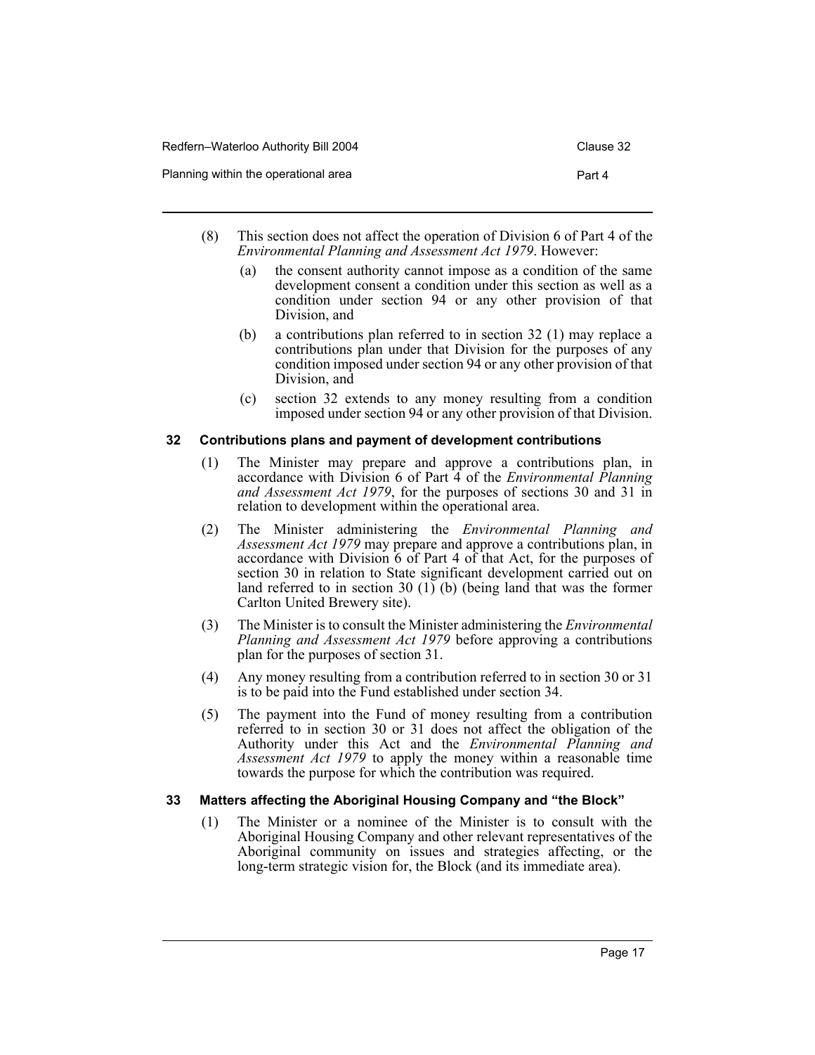(8) This section does not affect the operation of Division 6 of Part 4 of the *Environmental Planning and Assessment Act 1979*. However:

 (a) the consent authority cannot impose as a condition of the same development consent a condition under this section as well as a condition under section 94 or any other provision of that Division, and

 (b) a contributions plan referred to in section 32 (1) may replace a contributions plan under that Division for the purposes of any condition imposed under section 94 or any other provision of that Division, and

 (c) section 32 extends to any money resulting from a condition imposed under section 94 or any other provision of that Division.

### 32 Contributions plans and payment of development contributions

(1) The Minister may prepare and approve a contributions plan, in accordance with Division 6 of Part 4 of the *Environmental Planning and Assessment Act 1979*, for the purposes of sections 30 and 31 in relation to development within the operational area.

(2) The Minister administering the *Environmental Planning and Assessment Act 1979* may prepare and approve a contributions plan, in accordance with Division 6 of Part 4 of that Act, for the purposes of section 30 in relation to State significant development carried out on land referred to in section 30 (1) (b) (being land that was the former Carlton United Brewery site).

(3) The Minister is to consult the Minister administering the *Environmental Planning and Assessment Act 1979* before approving a contributions plan for the purposes of section 31.

(4) Any money resulting from a contribution referred to in section 30 or 31 is to be paid into the Fund established under section 34.

(5) The payment into the Fund of money resulting from a contribution referred to in section 30 or 31 does not affect the obligation of the Authority under this Act and the *Environmental Planning and Assessment Act 1979* to apply the money within a reasonable time towards the purpose for which the contribution was required.

### 33 Matters affecting the Aboriginal Housing Company and "the Block"

(1) The Minister or a nominee of the Minister is to consult with the Aboriginal Housing Company and other relevant representatives of the Aboriginal community on issues and strategies affecting, or the long-term strategic vision for, the Block (and its immediate area).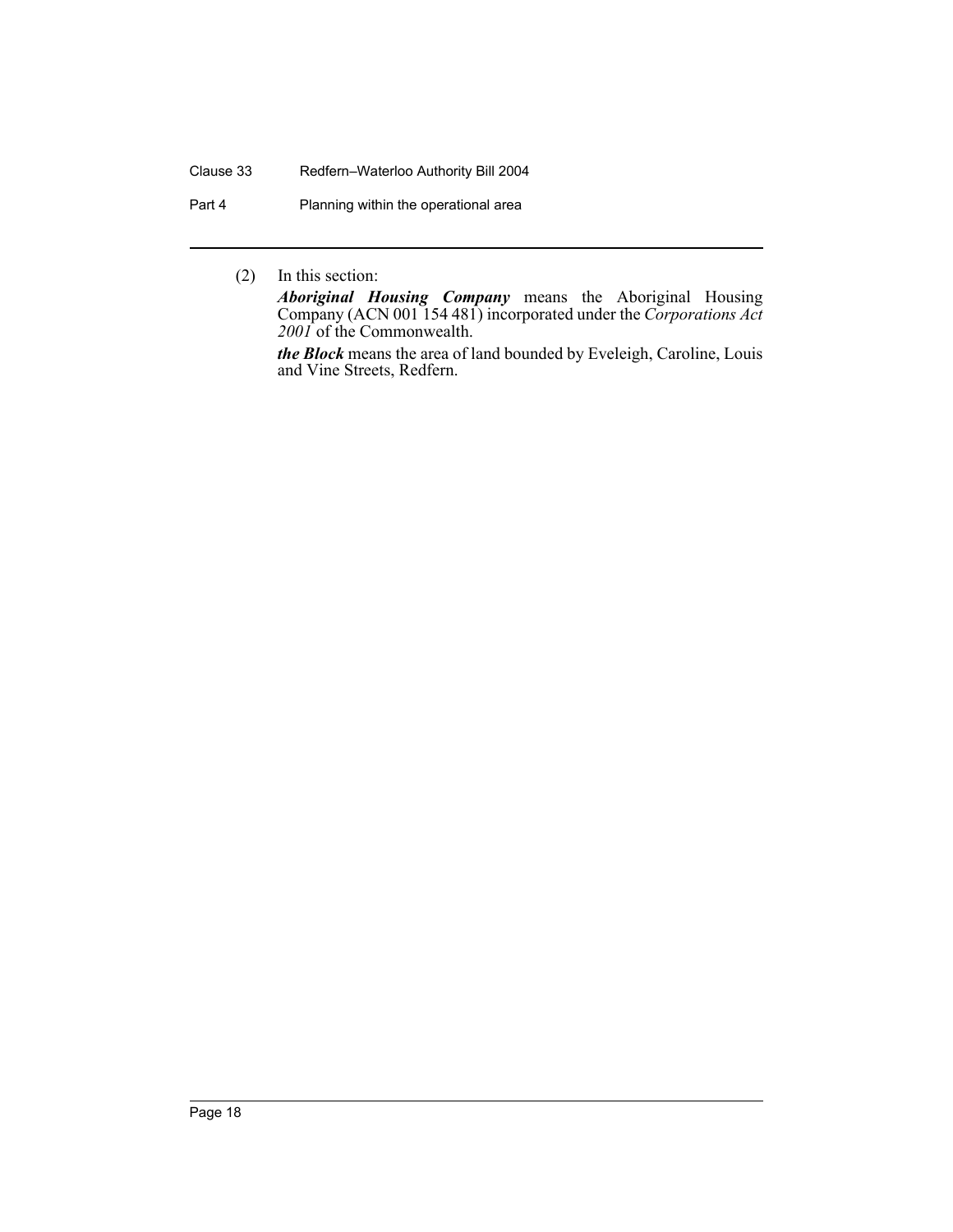(2) In this section:

***Aboriginal Housing Company*** means the Aboriginal Housing Company (ACN 001 154 481) incorporated under the *Corporations Act 2001* of the Commonwealth.

***the Block*** means the area of land bounded by Eveleigh, Caroline, Louis and Vine Streets, Redfern.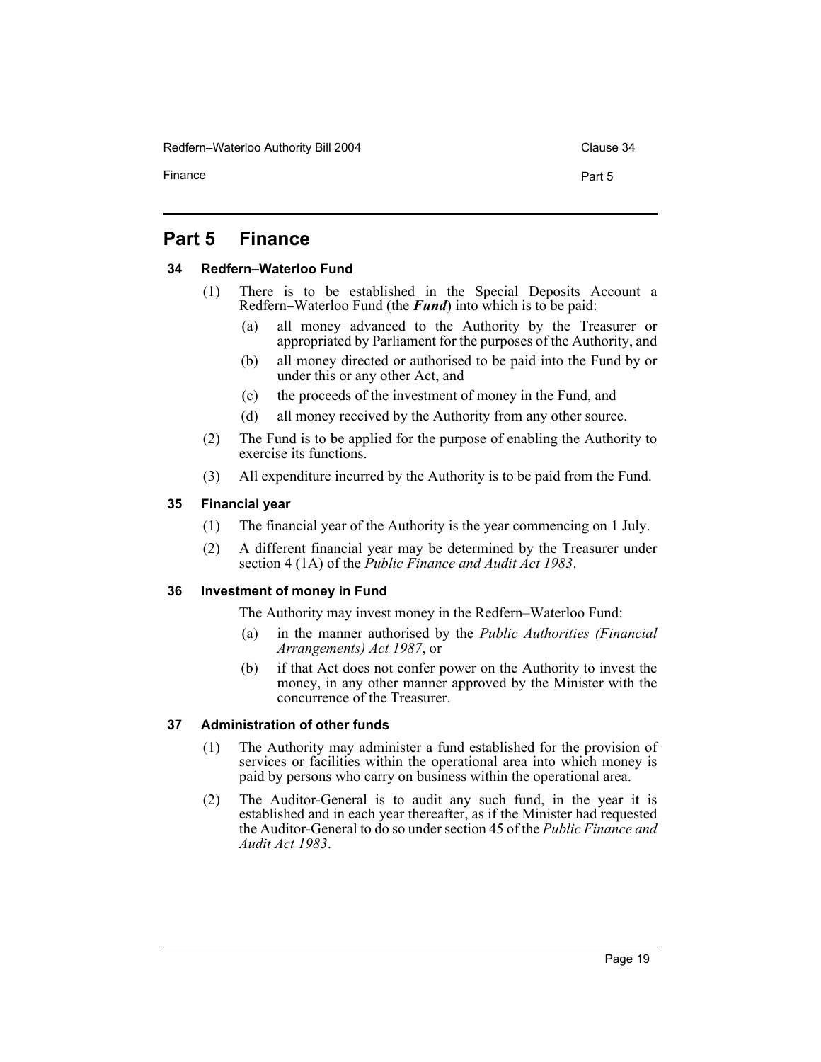# Part 5 Finance

### 34 Redfern–Waterloo Fund

(1) There is to be established in the Special Deposits Account a Redfern–Waterloo Fund (the ***Fund***) into which is to be paid:

- (a) all money advanced to the Authority by the Treasurer or appropriated by Parliament for the purposes of the Authority, and
- (b) all money directed or authorised to be paid into the Fund by or under this or any other Act, and
- (c) the proceeds of the investment of money in the Fund, and
- (d) all money received by the Authority from any other source.

(2) The Fund is to be applied for the purpose of enabling the Authority to exercise its functions.

(3) All expenditure incurred by the Authority is to be paid from the Fund.

### 35 Financial year

(1) The financial year of the Authority is the year commencing on 1 July.

(2) A different financial year may be determined by the Treasurer under section 4 (1A) of the *Public Finance and Audit Act 1983*.

### 36 Investment of money in Fund

The Authority may invest money in the Redfern–Waterloo Fund:

- (a) in the manner authorised by the *Public Authorities (Financial Arrangements) Act 1987*, or
- (b) if that Act does not confer power on the Authority to invest the money, in any other manner approved by the Minister with the concurrence of the Treasurer.

### 37 Administration of other funds

(1) The Authority may administer a fund established for the provision of services or facilities within the operational area into which money is paid by persons who carry on business within the operational area.

(2) The Auditor-General is to audit any such fund, in the year it is established and in each year thereafter, as if the Minister had requested the Auditor-General to do so under section 45 of the *Public Finance and Audit Act 1983*.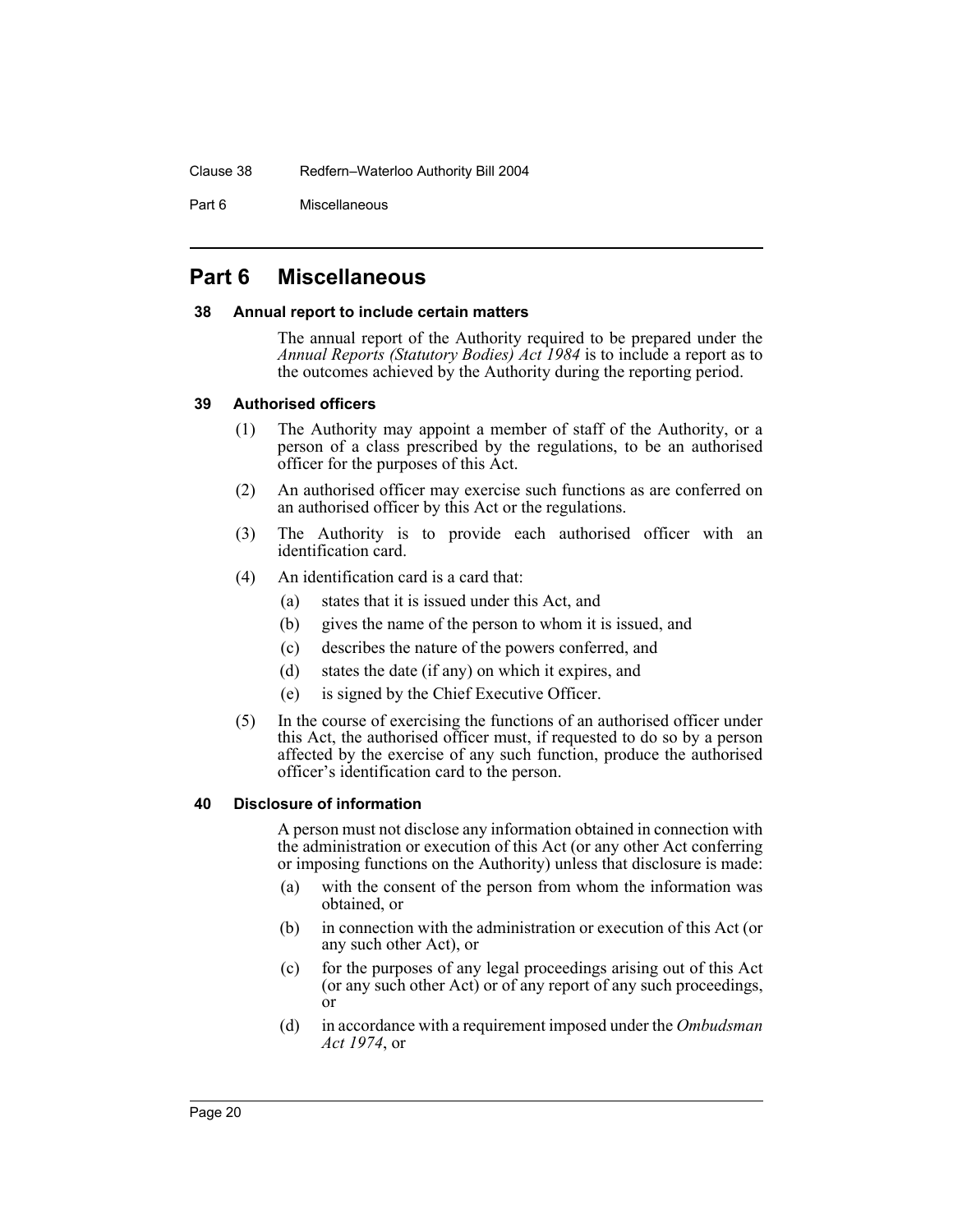# Part 6 Miscellaneous

### 38 Annual report to include certain matters

The annual report of the Authority required to be prepared under the *Annual Reports (Statutory Bodies) Act 1984* is to include a report as to the outcomes achieved by the Authority during the reporting period.

### 39 Authorised officers

(1) The Authority may appoint a member of staff of the Authority, or a person of a class prescribed by the regulations, to be an authorised officer for the purposes of this Act.

(2) An authorised officer may exercise such functions as are conferred on an authorised officer by this Act or the regulations.

(3) The Authority is to provide each authorised officer with an identification card.

(4) An identification card is a card that:

(a) states that it is issued under this Act, and

(b) gives the name of the person to whom it is issued, and

(c) describes the nature of the powers conferred, and

(d) states the date (if any) on which it expires, and

(e) is signed by the Chief Executive Officer.

(5) In the course of exercising the functions of an authorised officer under this Act, the authorised officer must, if requested to do so by a person affected by the exercise of any such function, produce the authorised officer's identification card to the person.

### 40 Disclosure of information

A person must not disclose any information obtained in connection with the administration or execution of this Act (or any other Act conferring or imposing functions on the Authority) unless that disclosure is made:

(a) with the consent of the person from whom the information was obtained, or

(b) in connection with the administration or execution of this Act (or any such other Act), or

(c) for the purposes of any legal proceedings arising out of this Act (or any such other Act) or of any report of any such proceedings, or

(d) in accordance with a requirement imposed under the *Ombudsman Act 1974*, or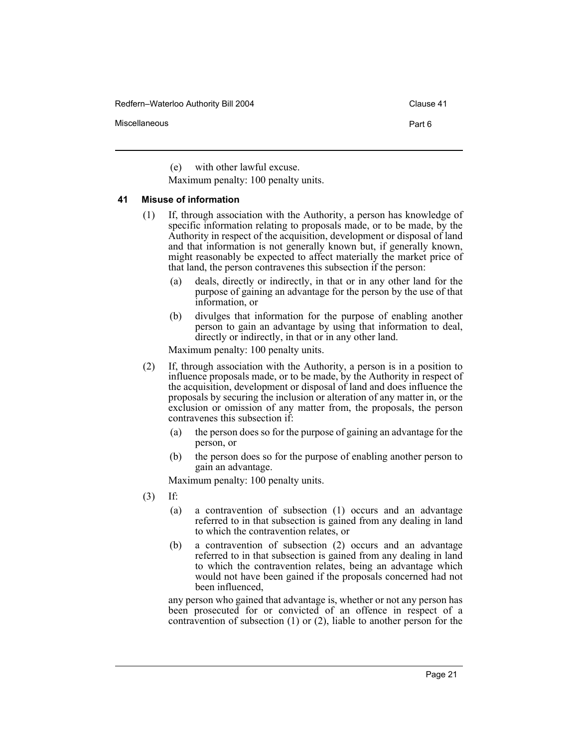(e) with other lawful excuse.

Maximum penalty: 100 penalty units.

### 41 Misuse of information

(1) If, through association with the Authority, a person has knowledge of specific information relating to proposals made, or to be made, by the Authority in respect of the acquisition, development or disposal of land and that information is not generally known but, if generally known, might reasonably be expected to affect materially the market price of that land, the person contravenes this subsection if the person:

(a) deals, directly or indirectly, in that or in any other land for the purpose of gaining an advantage for the person by the use of that information, or

(b) divulges that information for the purpose of enabling another person to gain an advantage by using that information to deal, directly or indirectly, in that or in any other land.

Maximum penalty: 100 penalty units.

(2) If, through association with the Authority, a person is in a position to influence proposals made, or to be made, by the Authority in respect of the acquisition, development or disposal of land and does influence the proposals by securing the inclusion or alteration of any matter in, or the exclusion or omission of any matter from, the proposals, the person contravenes this subsection if:

(a) the person does so for the purpose of gaining an advantage for the person, or

(b) the person does so for the purpose of enabling another person to gain an advantage.

Maximum penalty: 100 penalty units.

(3) If:

(a) a contravention of subsection (1) occurs and an advantage referred to in that subsection is gained from any dealing in land to which the contravention relates, or

(b) a contravention of subsection (2) occurs and an advantage referred to in that subsection is gained from any dealing in land to which the contravention relates, being an advantage which would not have been gained if the proposals concerned had not been influenced,

any person who gained that advantage is, whether or not any person has been prosecuted for or convicted of an offence in respect of a contravention of subsection (1) or (2), liable to another person for the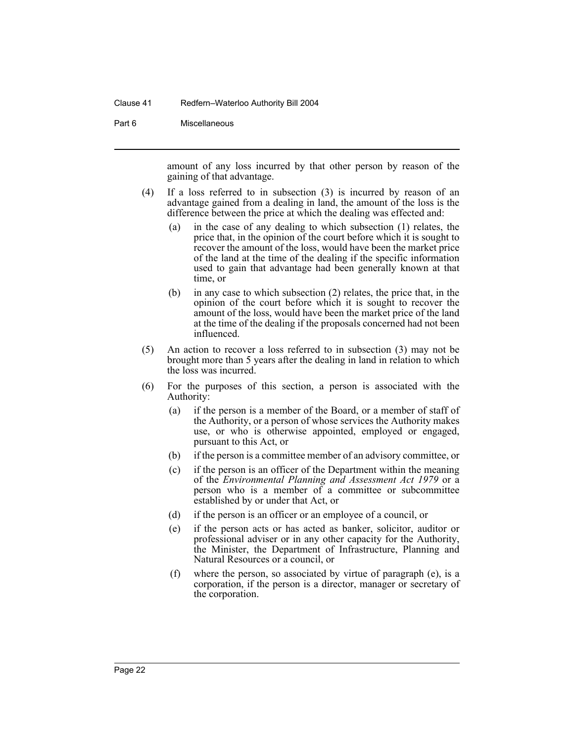amount of any loss incurred by that other person by reason of the gaining of that advantage.

(4) If a loss referred to in subsection (3) is incurred by reason of an advantage gained from a dealing in land, the amount of the loss is the difference between the price at which the dealing was effected and:

(a) in the case of any dealing to which subsection (1) relates, the price that, in the opinion of the court before which it is sought to recover the amount of the loss, would have been the market price of the land at the time of the dealing if the specific information used to gain that advantage had been generally known at that time, or

(b) in any case to which subsection (2) relates, the price that, in the opinion of the court before which it is sought to recover the amount of the loss, would have been the market price of the land at the time of the dealing if the proposals concerned had not been influenced.

(5) An action to recover a loss referred to in subsection (3) may not be brought more than 5 years after the dealing in land in relation to which the loss was incurred.

(6) For the purposes of this section, a person is associated with the Authority:

(a) if the person is a member of the Board, or a member of staff of the Authority, or a person of whose services the Authority makes use, or who is otherwise appointed, employed or engaged, pursuant to this Act, or

(b) if the person is a committee member of an advisory committee, or

(c) if the person is an officer of the Department within the meaning of the *Environmental Planning and Assessment Act 1979* or a person who is a member of a committee or subcommittee established by or under that Act, or

(d) if the person is an officer or an employee of a council, or

(e) if the person acts or has acted as banker, solicitor, auditor or professional adviser or in any other capacity for the Authority, the Minister, the Department of Infrastructure, Planning and Natural Resources or a council, or

(f) where the person, so associated by virtue of paragraph (e), is a corporation, if the person is a director, manager or secretary of the corporation.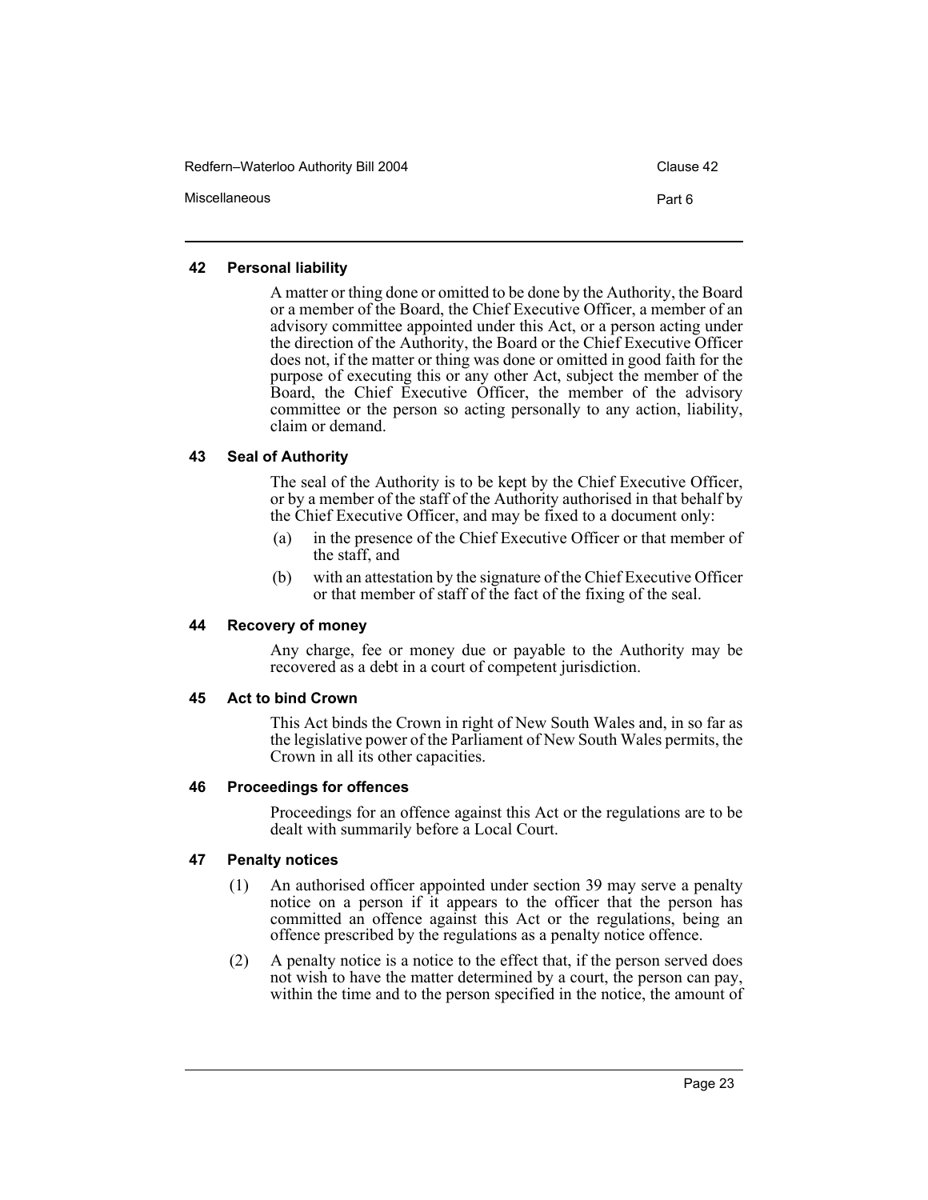### 42 Personal liability

A matter or thing done or omitted to be done by the Authority, the Board or a member of the Board, the Chief Executive Officer, a member of an advisory committee appointed under this Act, or a person acting under the direction of the Authority, the Board or the Chief Executive Officer does not, if the matter or thing was done or omitted in good faith for the purpose of executing this or any other Act, subject the member of the Board, the Chief Executive Officer, the member of the advisory committee or the person so acting personally to any action, liability, claim or demand.

### 43 Seal of Authority

The seal of the Authority is to be kept by the Chief Executive Officer, or by a member of the staff of the Authority authorised in that behalf by the Chief Executive Officer, and may be fixed to a document only:

(a) in the presence of the Chief Executive Officer or that member of the staff, and

(b) with an attestation by the signature of the Chief Executive Officer or that member of staff of the fact of the fixing of the seal.

### 44 Recovery of money

Any charge, fee or money due or payable to the Authority may be recovered as a debt in a court of competent jurisdiction.

### 45 Act to bind Crown

This Act binds the Crown in right of New South Wales and, in so far as the legislative power of the Parliament of New South Wales permits, the Crown in all its other capacities.

### 46 Proceedings for offences

Proceedings for an offence against this Act or the regulations are to be dealt with summarily before a Local Court.

### 47 Penalty notices

(1) An authorised officer appointed under section 39 may serve a penalty notice on a person if it appears to the officer that the person has committed an offence against this Act or the regulations, being an offence prescribed by the regulations as a penalty notice offence.

(2) A penalty notice is a notice to the effect that, if the person served does not wish to have the matter determined by a court, the person can pay, within the time and to the person specified in the notice, the amount of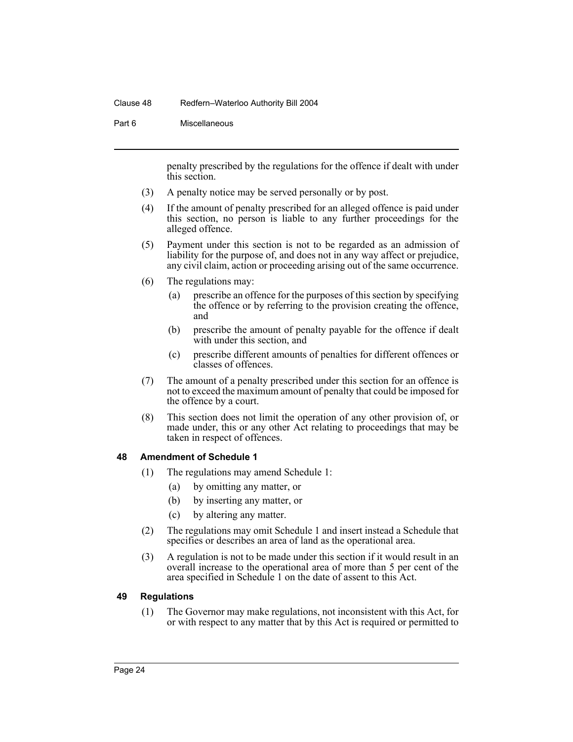penalty prescribed by the regulations for the offence if dealt with under this section.

(3) A penalty notice may be served personally or by post.

(4) If the amount of penalty prescribed for an alleged offence is paid under this section, no person is liable to any further proceedings for the alleged offence.

(5) Payment under this section is not to be regarded as an admission of liability for the purpose of, and does not in any way affect or prejudice, any civil claim, action or proceeding arising out of the same occurrence.

(6) The regulations may:

- (a) prescribe an offence for the purposes of this section by specifying the offence or by referring to the provision creating the offence, and
- (b) prescribe the amount of penalty payable for the offence if dealt with under this section, and
- (c) prescribe different amounts of penalties for different offences or classes of offences.

(7) The amount of a penalty prescribed under this section for an offence is not to exceed the maximum amount of penalty that could be imposed for the offence by a court.

(8) This section does not limit the operation of any other provision of, or made under, this or any other Act relating to proceedings that may be taken in respect of offences.

### 48 Amendment of Schedule 1

(1) The regulations may amend Schedule 1:

- (a) by omitting any matter, or
- (b) by inserting any matter, or
- (c) by altering any matter.

(2) The regulations may omit Schedule 1 and insert instead a Schedule that specifies or describes an area of land as the operational area.

(3) A regulation is not to be made under this section if it would result in an overall increase to the operational area of more than 5 per cent of the area specified in Schedule 1 on the date of assent to this Act.

### 49 Regulations

(1) The Governor may make regulations, not inconsistent with this Act, for or with respect to any matter that by this Act is required or permitted to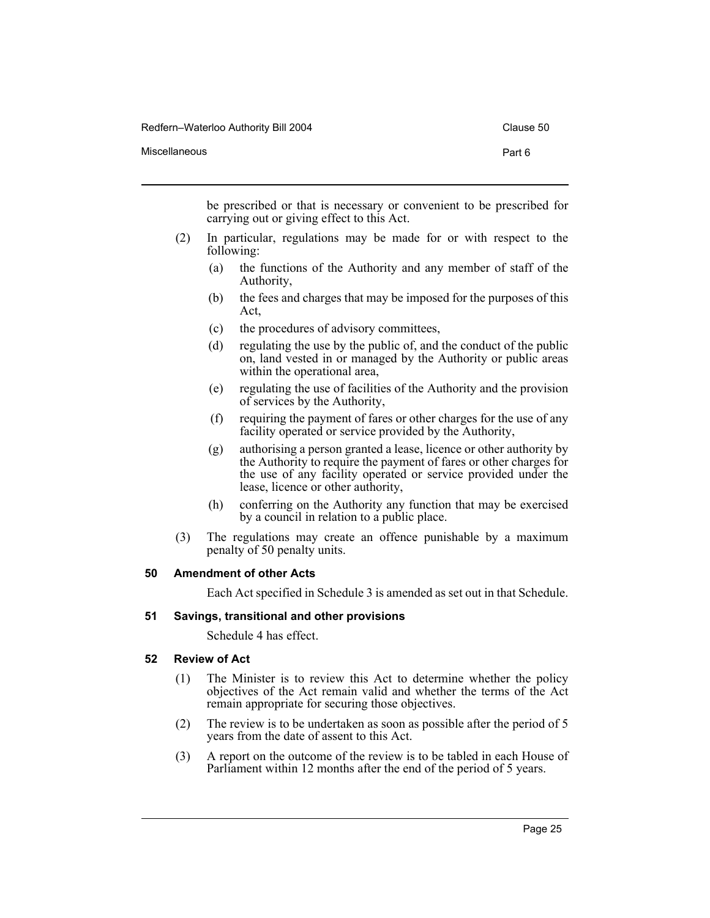be prescribed or that is necessary or convenient to be prescribed for carrying out or giving effect to this Act.

(2) In particular, regulations may be made for or with respect to the following:

- (a) the functions of the Authority and any member of staff of the Authority,
- (b) the fees and charges that may be imposed for the purposes of this Act,
- (c) the procedures of advisory committees,
- (d) regulating the use by the public of, and the conduct of the public on, land vested in or managed by the Authority or public areas within the operational area,
- (e) regulating the use of facilities of the Authority and the provision of services by the Authority,
- (f) requiring the payment of fares or other charges for the use of any facility operated or service provided by the Authority,
- (g) authorising a person granted a lease, licence or other authority by the Authority to require the payment of fares or other charges for the use of any facility operated or service provided under the lease, licence or other authority,
- (h) conferring on the Authority any function that may be exercised by a council in relation to a public place.

(3) The regulations may create an offence punishable by a maximum penalty of 50 penalty units.

### 50 Amendment of other Acts

Each Act specified in Schedule 3 is amended as set out in that Schedule.

### 51 Savings, transitional and other provisions

Schedule 4 has effect.

### 52 Review of Act

(1) The Minister is to review this Act to determine whether the policy objectives of the Act remain valid and whether the terms of the Act remain appropriate for securing those objectives.

(2) The review is to be undertaken as soon as possible after the period of 5 years from the date of assent to this Act.

(3) A report on the outcome of the review is to be tabled in each House of Parliament within 12 months after the end of the period of 5 years.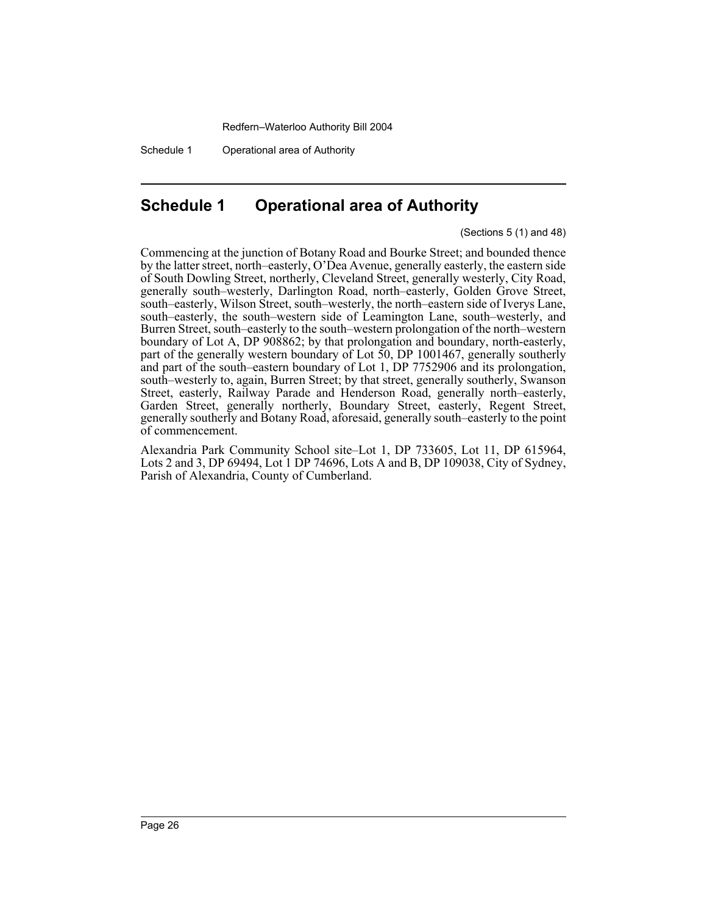# Schedule 1 Operational area of Authority

(Sections 5 (1) and 48)

Commencing at the junction of Botany Road and Bourke Street; and bounded thence by the latter street, north–easterly, O'Dea Avenue, generally easterly, the eastern side of South Dowling Street, northerly, Cleveland Street, generally westerly, City Road, generally south–westerly, Darlington Road, north–easterly, Golden Grove Street, south–easterly, Wilson Street, south–westerly, the north–eastern side of Iverys Lane, south–easterly, the south–western side of Leamington Lane, south–westerly, and Burren Street, south–easterly to the south–western prolongation of the north–western boundary of Lot A, DP 908862; by that prolongation and boundary, north-easterly, part of the generally western boundary of Lot 50, DP 1001467, generally southerly and part of the south–eastern boundary of Lot 1, DP 7752906 and its prolongation, south–westerly to, again, Burren Street; by that street, generally southerly, Swanson Street, easterly, Railway Parade and Henderson Road, generally north–easterly, Garden Street, generally northerly, Boundary Street, easterly, Regent Street, generally southerly and Botany Road, aforesaid, generally south–easterly to the point of commencement.

Alexandria Park Community School site–Lot 1, DP 733605, Lot 11, DP 615964, Lots 2 and 3, DP 69494, Lot 1 DP 74696, Lots A and B, DP 109038, City of Sydney, Parish of Alexandria, County of Cumberland.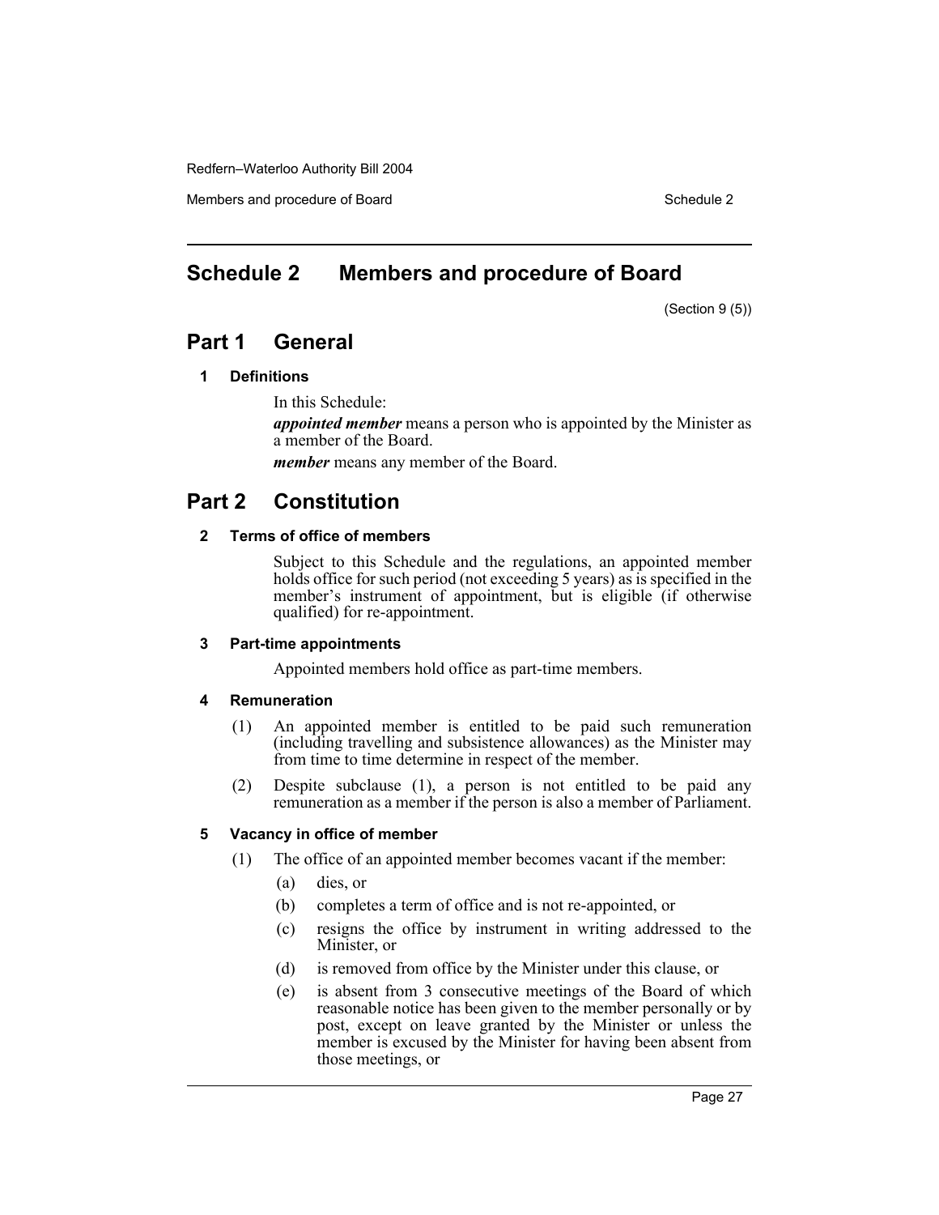# Schedule 2 Members and procedure of Board

(Section 9 (5))

## Part 1 General

### 1 Definitions

In this Schedule:

***appointed member*** means a person who is appointed by the Minister as a member of the Board.

***member*** means any member of the Board.

## Part 2 Constitution

### 2 Terms of office of members

Subject to this Schedule and the regulations, an appointed member holds office for such period (not exceeding 5 years) as is specified in the member's instrument of appointment, but is eligible (if otherwise qualified) for re-appointment.

### 3 Part-time appointments

Appointed members hold office as part-time members.

### 4 Remuneration

(1) An appointed member is entitled to be paid such remuneration (including travelling and subsistence allowances) as the Minister may from time to time determine in respect of the member.

(2) Despite subclause (1), a person is not entitled to be paid any remuneration as a member if the person is also a member of Parliament.

### 5 Vacancy in office of member

(1) The office of an appointed member becomes vacant if the member:

- (a) dies, or
- (b) completes a term of office and is not re-appointed, or
- (c) resigns the office by instrument in writing addressed to the Minister, or
- (d) is removed from office by the Minister under this clause, or
- (e) is absent from 3 consecutive meetings of the Board of which reasonable notice has been given to the member personally or by post, except on leave granted by the Minister or unless the member is excused by the Minister for having been absent from those meetings, or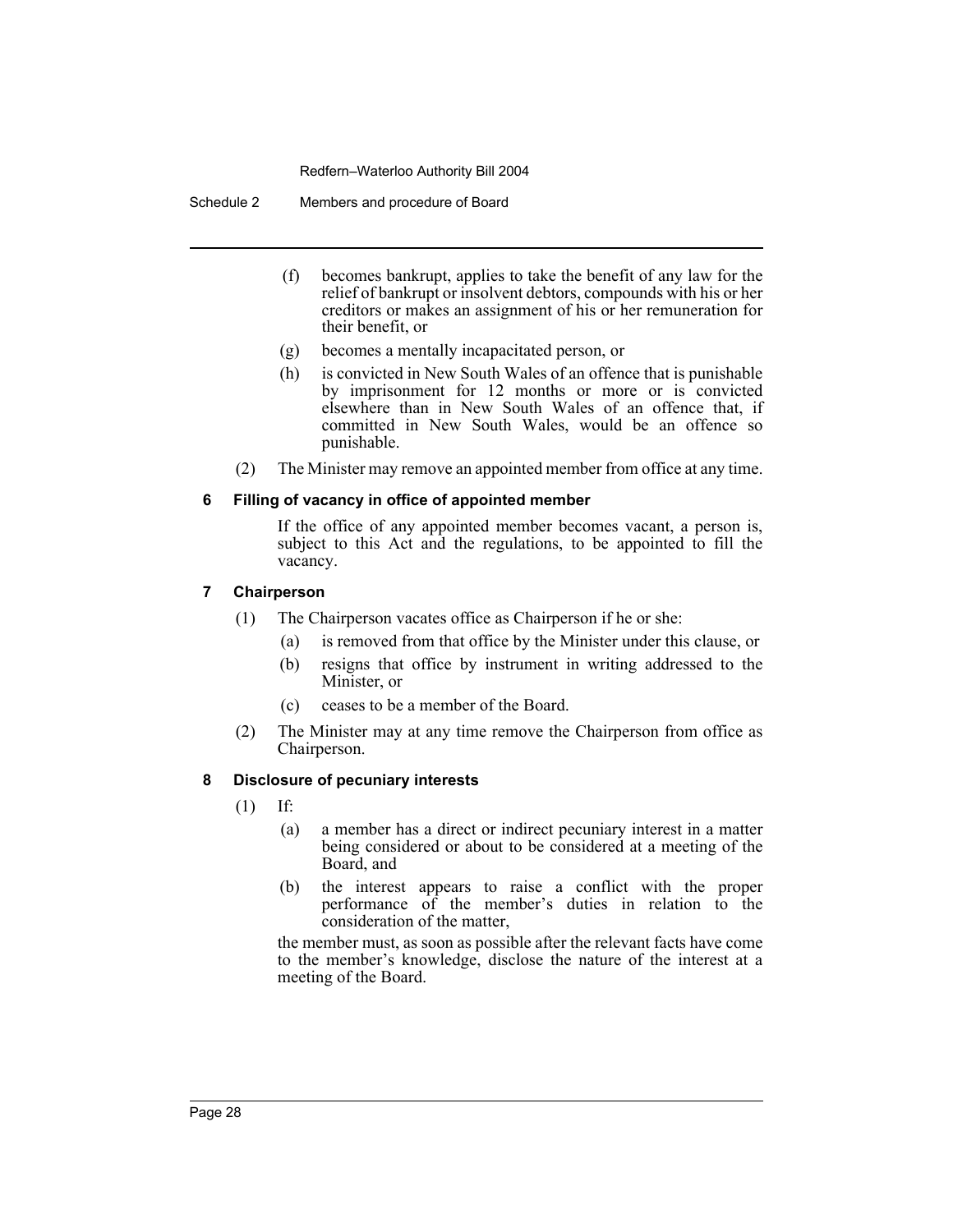(f) becomes bankrupt, applies to take the benefit of any law for the relief of bankrupt or insolvent debtors, compounds with his or her creditors or makes an assignment of his or her remuneration for their benefit, or

(g) becomes a mentally incapacitated person, or

(h) is convicted in New South Wales of an offence that is punishable by imprisonment for 12 months or more or is convicted elsewhere than in New South Wales of an offence that, if committed in New South Wales, would be an offence so punishable.

(2) The Minister may remove an appointed member from office at any time.

### 6 Filling of vacancy in office of appointed member

If the office of any appointed member becomes vacant, a person is, subject to this Act and the regulations, to be appointed to fill the vacancy.

### 7 Chairperson

(1) The Chairperson vacates office as Chairperson if he or she:

(a) is removed from that office by the Minister under this clause, or

(b) resigns that office by instrument in writing addressed to the Minister, or

(c) ceases to be a member of the Board.

(2) The Minister may at any time remove the Chairperson from office as Chairperson.

### 8 Disclosure of pecuniary interests

(1) If:

(a) a member has a direct or indirect pecuniary interest in a matter being considered or about to be considered at a meeting of the Board, and

(b) the interest appears to raise a conflict with the proper performance of the member's duties in relation to the consideration of the matter,

the member must, as soon as possible after the relevant facts have come to the member's knowledge, disclose the nature of the interest at a meeting of the Board.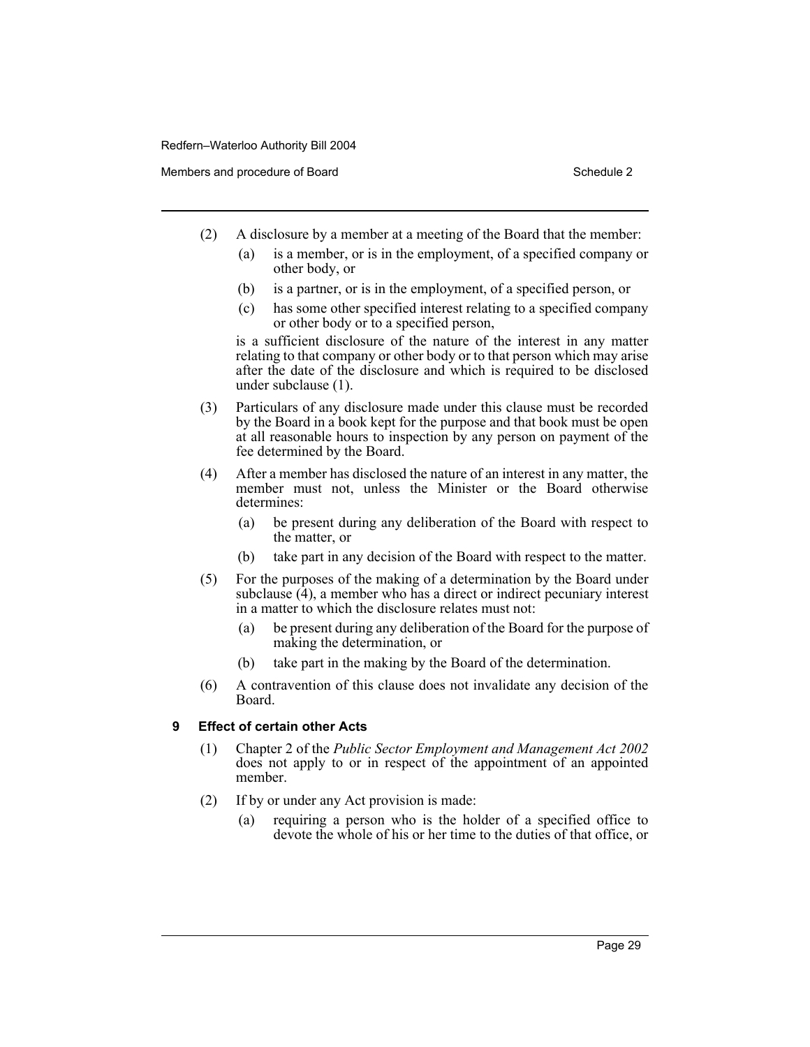(2) A disclosure by a member at a meeting of the Board that the member:

(a) is a member, or is in the employment, of a specified company or other body, or

(b) is a partner, or is in the employment, of a specified person, or

(c) has some other specified interest relating to a specified company or other body or to a specified person,

is a sufficient disclosure of the nature of the interest in any matter relating to that company or other body or to that person which may arise after the date of the disclosure and which is required to be disclosed under subclause (1).

(3) Particulars of any disclosure made under this clause must be recorded by the Board in a book kept for the purpose and that book must be open at all reasonable hours to inspection by any person on payment of the fee determined by the Board.

(4) After a member has disclosed the nature of an interest in any matter, the member must not, unless the Minister or the Board otherwise determines:

(a) be present during any deliberation of the Board with respect to the matter, or

(b) take part in any decision of the Board with respect to the matter.

(5) For the purposes of the making of a determination by the Board under subclause (4), a member who has a direct or indirect pecuniary interest in a matter to which the disclosure relates must not:

(a) be present during any deliberation of the Board for the purpose of making the determination, or

(b) take part in the making by the Board of the determination.

(6) A contravention of this clause does not invalidate any decision of the Board.

### 9 Effect of certain other Acts

(1) Chapter 2 of the *Public Sector Employment and Management Act 2002* does not apply to or in respect of the appointment of an appointed member.

(2) If by or under any Act provision is made:

(a) requiring a person who is the holder of a specified office to devote the whole of his or her time to the duties of that office, or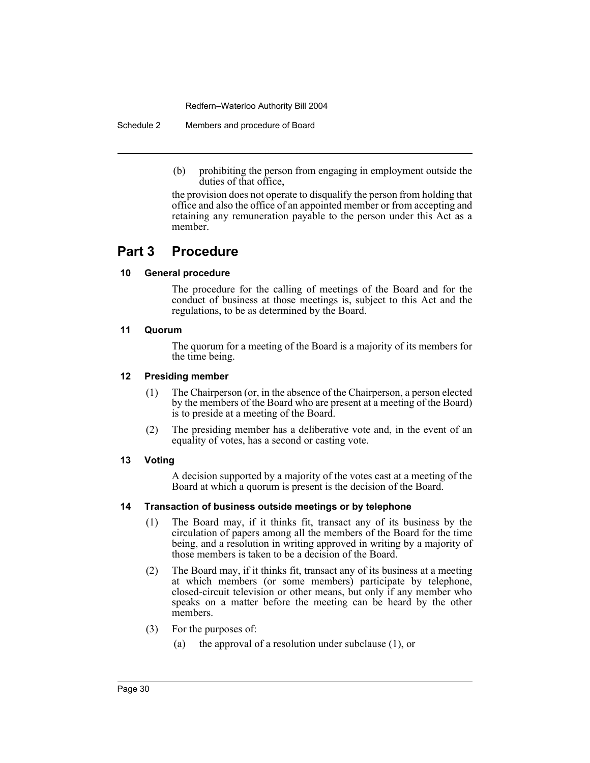(b) prohibiting the person from engaging in employment outside the duties of that office,

the provision does not operate to disqualify the person from holding that office and also the office of an appointed member or from accepting and retaining any remuneration payable to the person under this Act as a member.

## Part 3 Procedure

### 10 General procedure

The procedure for the calling of meetings of the Board and for the conduct of business at those meetings is, subject to this Act and the regulations, to be as determined by the Board.

### 11 Quorum

The quorum for a meeting of the Board is a majority of its members for the time being.

### 12 Presiding member

(1) The Chairperson (or, in the absence of the Chairperson, a person elected by the members of the Board who are present at a meeting of the Board) is to preside at a meeting of the Board.

(2) The presiding member has a deliberative vote and, in the event of an equality of votes, has a second or casting vote.

### 13 Voting

A decision supported by a majority of the votes cast at a meeting of the Board at which a quorum is present is the decision of the Board.

### 14 Transaction of business outside meetings or by telephone

(1) The Board may, if it thinks fit, transact any of its business by the circulation of papers among all the members of the Board for the time being, and a resolution in writing approved in writing by a majority of those members is taken to be a decision of the Board.

(2) The Board may, if it thinks fit, transact any of its business at a meeting at which members (or some members) participate by telephone, closed-circuit television or other means, but only if any member who speaks on a matter before the meeting can be heard by the other members.

(3) For the purposes of:

(a) the approval of a resolution under subclause (1), or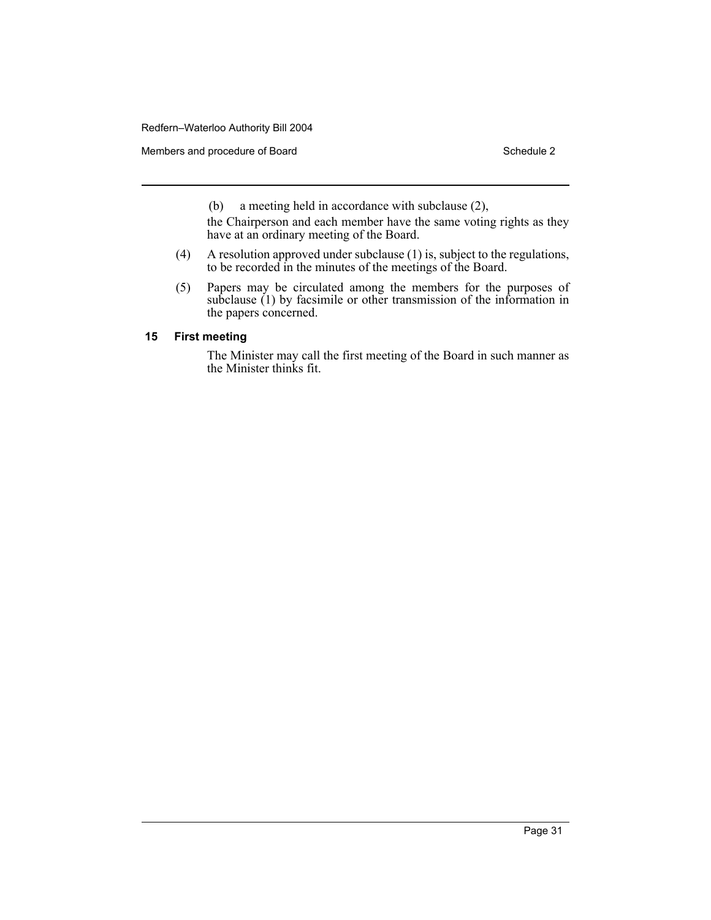(b) a meeting held in accordance with subclause (2),

the Chairperson and each member have the same voting rights as they have at an ordinary meeting of the Board.

(4) A resolution approved under subclause (1) is, subject to the regulations, to be recorded in the minutes of the meetings of the Board.

(5) Papers may be circulated among the members for the purposes of subclause (1) by facsimile or other transmission of the information in the papers concerned.

### 15 First meeting

The Minister may call the first meeting of the Board in such manner as the Minister thinks fit.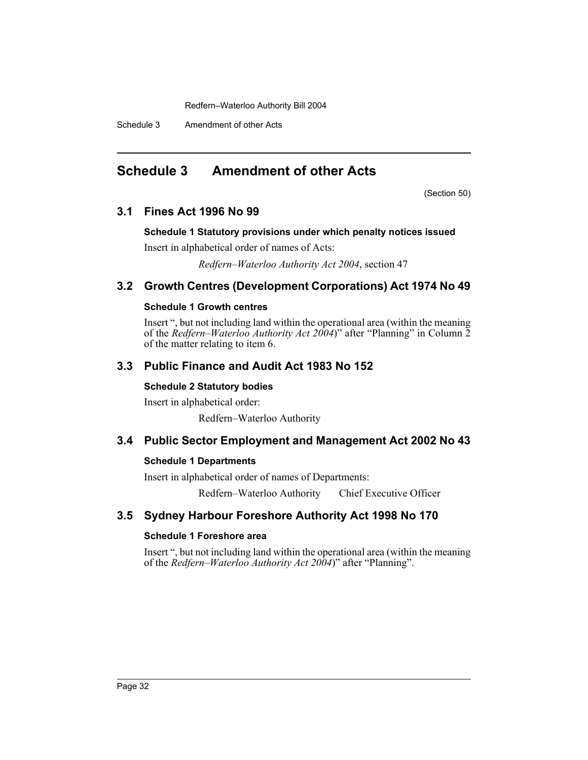# Schedule 3 Amendment of other Acts

(Section 50)

## 3.1 Fines Act 1996 No 99

### Schedule 1 Statutory provisions under which penalty notices issued

Insert in alphabetical order of names of Acts:

*Redfern–Waterloo Authority Act 2004*, section 47

## 3.2 Growth Centres (Development Corporations) Act 1974 No 49

### Schedule 1 Growth centres

Insert ", but not including land within the operational area (within the meaning of the *Redfern–Waterloo Authority Act 2004*)" after "Planning" in Column 2 of the matter relating to item 6.

## 3.3 Public Finance and Audit Act 1983 No 152

### Schedule 2 Statutory bodies

Insert in alphabetical order:

Redfern–Waterloo Authority

## 3.4 Public Sector Employment and Management Act 2002 No 43

### Schedule 1 Departments

Insert in alphabetical order of names of Departments:

Redfern–Waterloo Authority Chief Executive Officer

## 3.5 Sydney Harbour Foreshore Authority Act 1998 No 170

### Schedule 1 Foreshore area

Insert ", but not including land within the operational area (within the meaning of the *Redfern–Waterloo Authority Act 2004*)" after "Planning".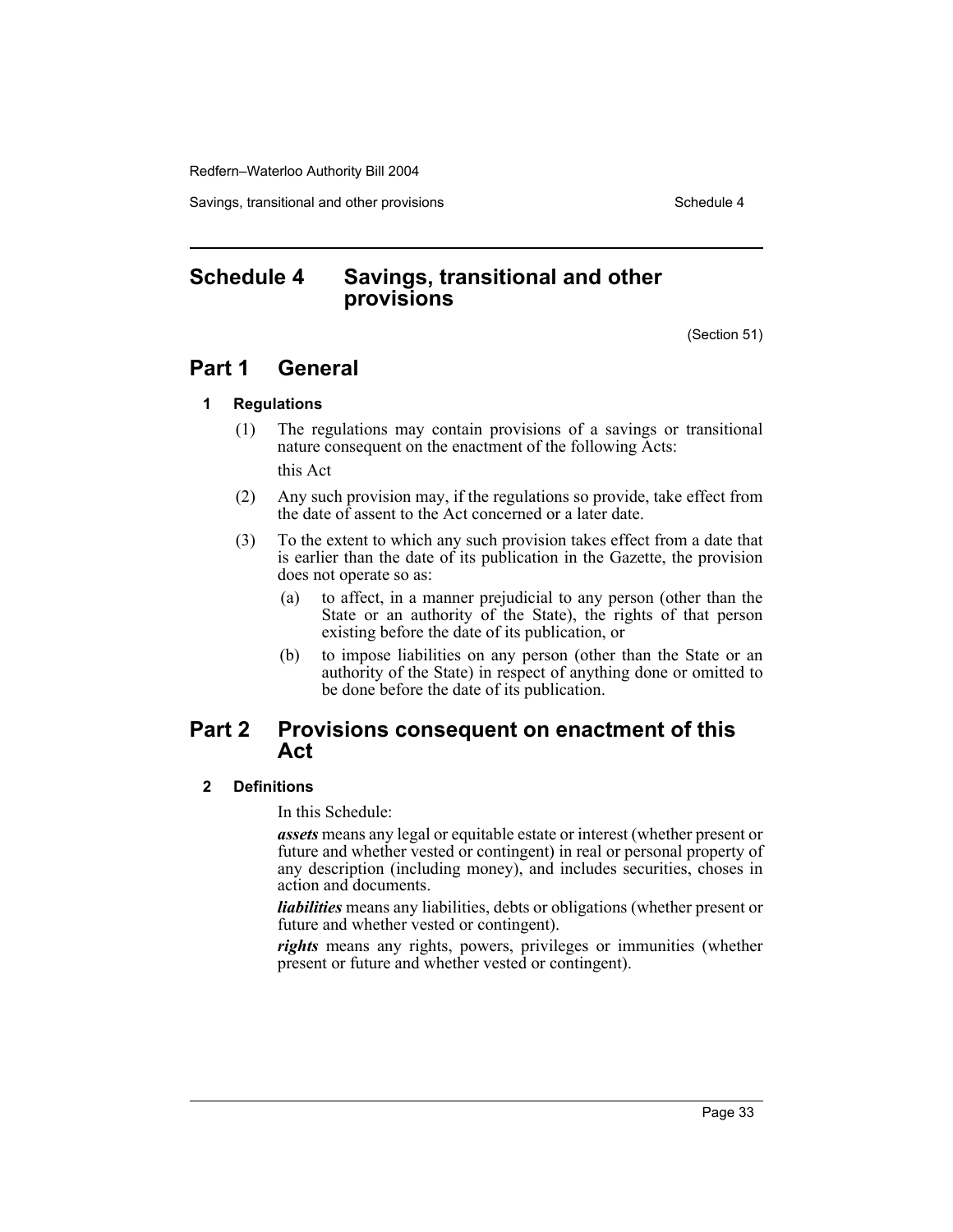# Schedule 4 Savings, transitional and other provisions

(Section 51)

## Part 1 General

### 1 Regulations

(1) The regulations may contain provisions of a savings or transitional nature consequent on the enactment of the following Acts:

this Act

(2) Any such provision may, if the regulations so provide, take effect from the date of assent to the Act concerned or a later date.

(3) To the extent to which any such provision takes effect from a date that is earlier than the date of its publication in the Gazette, the provision does not operate so as:

(a) to affect, in a manner prejudicial to any person (other than the State or an authority of the State), the rights of that person existing before the date of its publication, or

(b) to impose liabilities on any person (other than the State or an authority of the State) in respect of anything done or omitted to be done before the date of its publication.

## Part 2 Provisions consequent on enactment of this Act

### 2 Definitions

In this Schedule:

***assets*** means any legal or equitable estate or interest (whether present or future and whether vested or contingent) in real or personal property of any description (including money), and includes securities, choses in action and documents.

***liabilities*** means any liabilities, debts or obligations (whether present or future and whether vested or contingent).

***rights*** means any rights, powers, privileges or immunities (whether present or future and whether vested or contingent).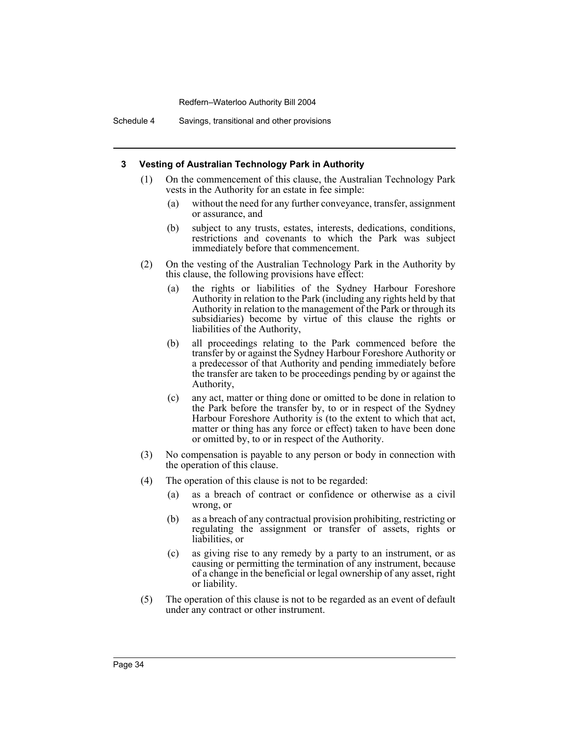### 3 Vesting of Australian Technology Park in Authority

(1) On the commencement of this clause, the Australian Technology Park vests in the Authority for an estate in fee simple:

- (a) without the need for any further conveyance, transfer, assignment or assurance, and
- (b) subject to any trusts, estates, interests, dedications, conditions, restrictions and covenants to which the Park was subject immediately before that commencement.

(2) On the vesting of the Australian Technology Park in the Authority by this clause, the following provisions have effect:

- (a) the rights or liabilities of the Sydney Harbour Foreshore Authority in relation to the Park (including any rights held by that Authority in relation to the management of the Park or through its subsidiaries) become by virtue of this clause the rights or liabilities of the Authority,
- (b) all proceedings relating to the Park commenced before the transfer by or against the Sydney Harbour Foreshore Authority or a predecessor of that Authority and pending immediately before the transfer are taken to be proceedings pending by or against the Authority,
- (c) any act, matter or thing done or omitted to be done in relation to the Park before the transfer by, to or in respect of the Sydney Harbour Foreshore Authority is (to the extent to which that act, matter or thing has any force or effect) taken to have been done or omitted by, to or in respect of the Authority.

(3) No compensation is payable to any person or body in connection with the operation of this clause.

(4) The operation of this clause is not to be regarded:

- (a) as a breach of contract or confidence or otherwise as a civil wrong, or
- (b) as a breach of any contractual provision prohibiting, restricting or regulating the assignment or transfer of assets, rights or liabilities, or
- (c) as giving rise to any remedy by a party to an instrument, or as causing or permitting the termination of any instrument, because of a change in the beneficial or legal ownership of any asset, right or liability.

(5) The operation of this clause is not to be regarded as an event of default under any contract or other instrument.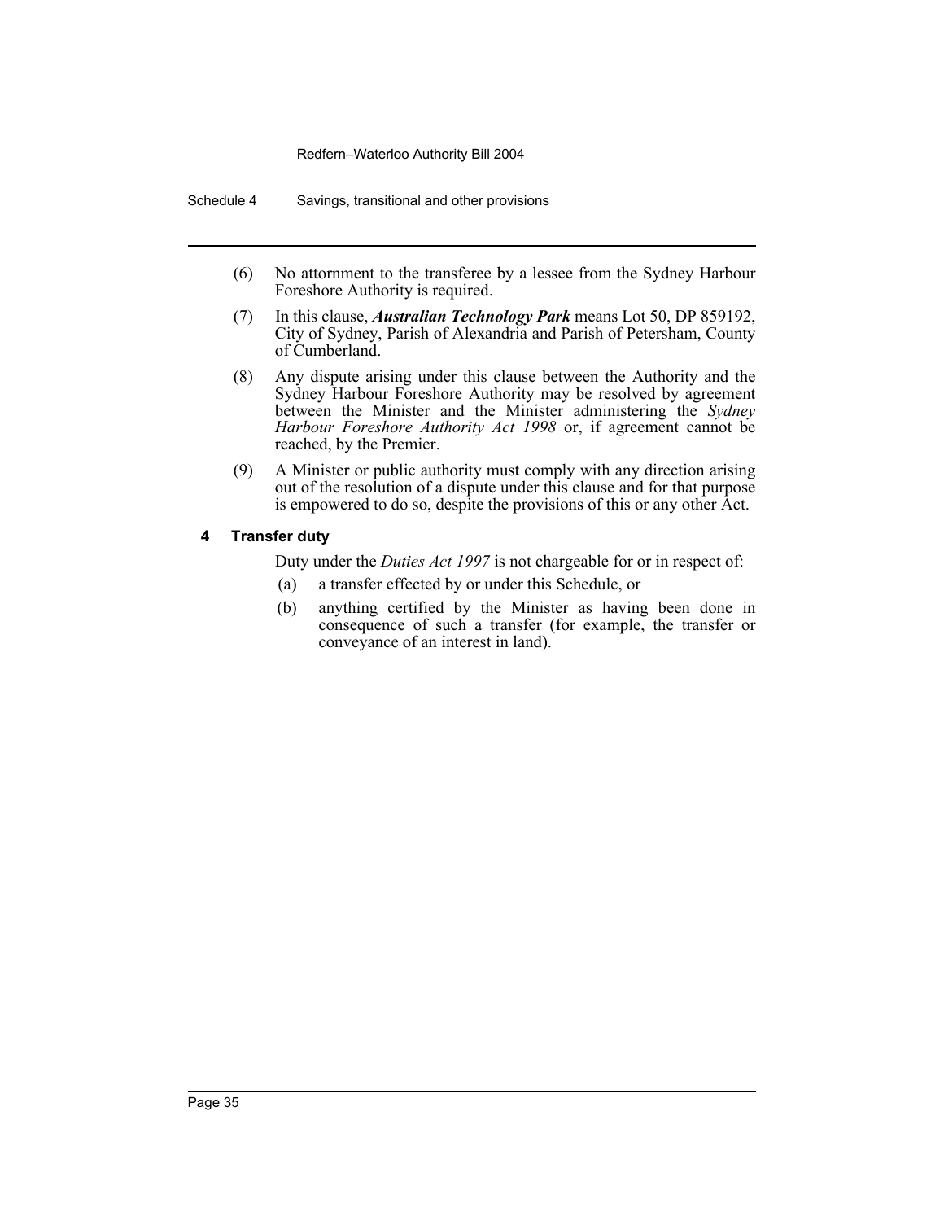(6) No attornment to the transferee by a lessee from the Sydney Harbour Foreshore Authority is required.

(7) In this clause, ***Australian Technology Park*** means Lot 50, DP 859192, City of Sydney, Parish of Alexandria and Parish of Petersham, County of Cumberland.

(8) Any dispute arising under this clause between the Authority and the Sydney Harbour Foreshore Authority may be resolved by agreement between the Minister and the Minister administering the *Sydney Harbour Foreshore Authority Act 1998* or, if agreement cannot be reached, by the Premier.

(9) A Minister or public authority must comply with any direction arising out of the resolution of a dispute under this clause and for that purpose is empowered to do so, despite the provisions of this or any other Act.

#### 4 Transfer duty

Duty under the *Duties Act 1997* is not chargeable for or in respect of:

(a) a transfer effected by or under this Schedule, or

(b) anything certified by the Minister as having been done in consequence of such a transfer (for example, the transfer or conveyance of an interest in land).